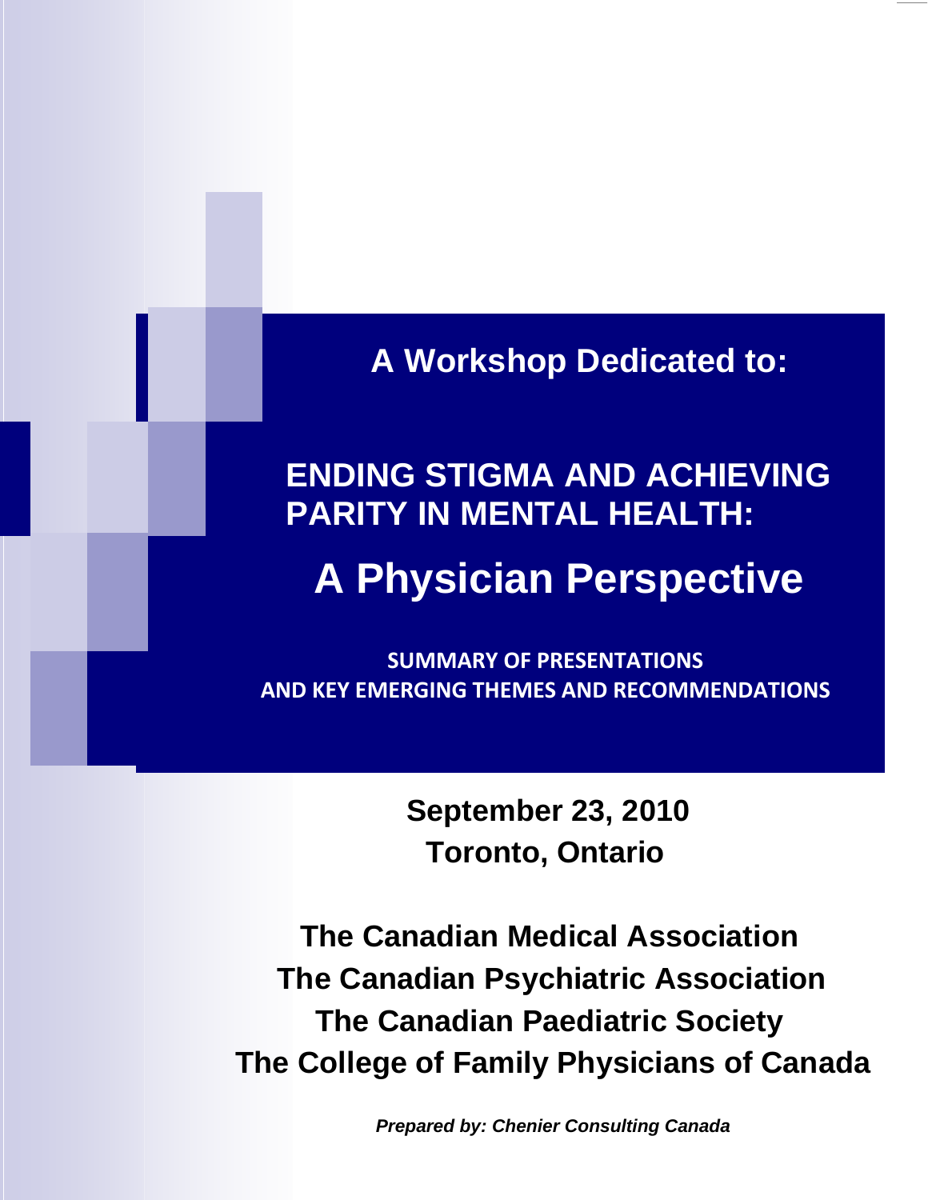**A Workshop Dedicated to:**

# ENDING STIGMA AND ACHIEVING PARITY IN MENTAL HEALTH:

## A Physician Perspective

**SUMMARY OF PRESENTATIONS**
**AND KEY EMERGING THEMES AND RECOMMENDATIONS**

**September 23, 2010**
**Toronto, Ontario**

**The Canadian Medical Association**
**The Canadian Psychiatric Association**
**The Canadian Paediatric Society**
**The College of Family Physicians of Canada**

***Prepared by: Chenier Consulting Canada***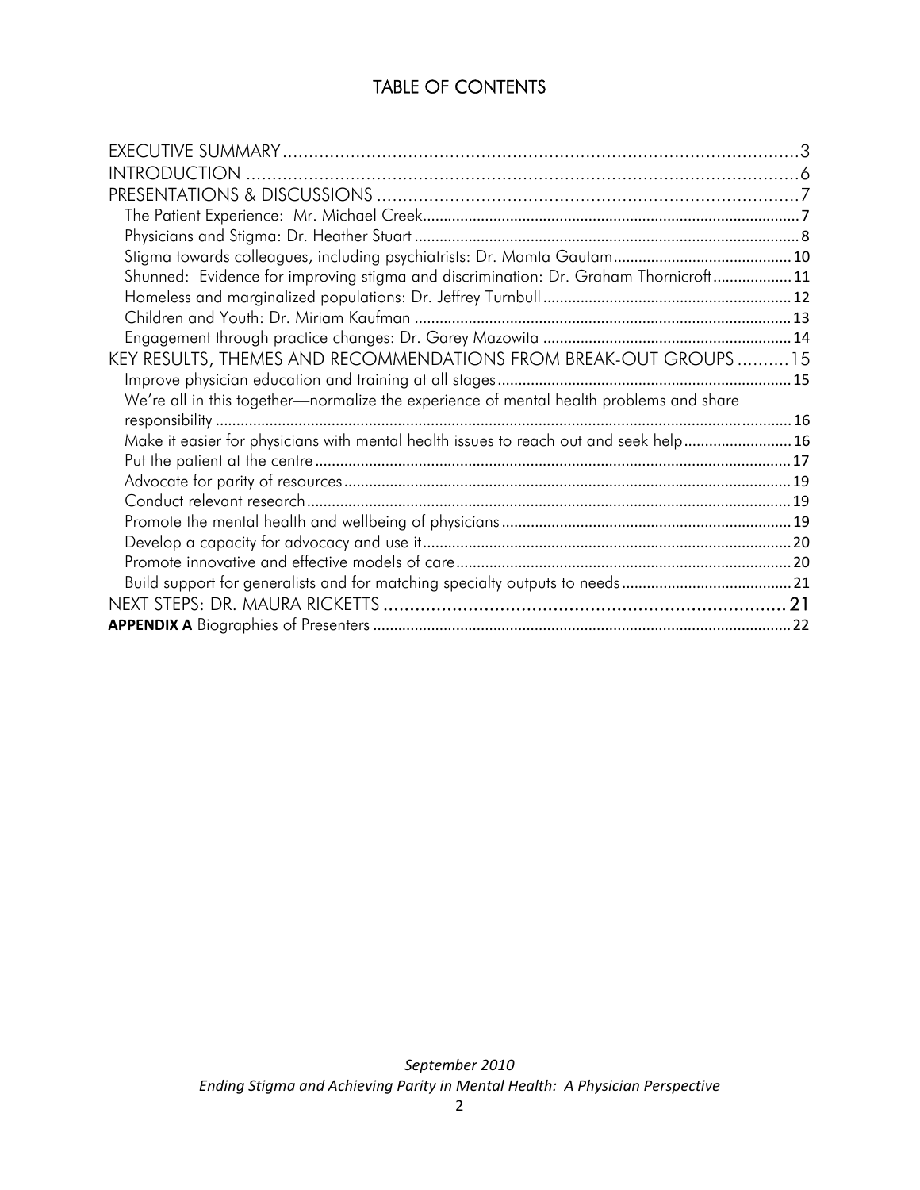# TABLE OF CONTENTS

EXECUTIVE SUMMARY ........................................................................................... 3

INTRODUCTION ................................................................................................ 6

PRESENTATIONS & DISCUSSIONS ....................................................................... 7

- The Patient Experience: Mr. Michael Creek ........................................................... 7
- Physicians and Stigma: Dr. Heather Stuart ............................................................ 8
- Stigma towards colleagues, including psychiatrists: Dr. Mamta Gautam ...................... 10
- Shunned: Evidence for improving stigma and discrimination: Dr. Graham Thornicroft ....... 11
- Homeless and marginalized populations: Dr. Jeffrey Turnbull .................................... 12
- Children and Youth: Dr. Miriam Kaufman .............................................................. 13
- Engagement through practice changes: Dr. Garey Mazowita ..................................... 14

KEY RESULTS, THEMES AND RECOMMENDATIONS FROM BREAK-OUT GROUPS .......... 15

- Improve physician education and training at all stages .............................................. 15
- We're all in this together—normalize the experience of mental health problems and share responsibility ................................................................................................ 16
- Make it easier for physicians with mental health issues to reach out and seek help .......... 16
- Put the patient at the centre .................................................................................. 17
- Advocate for parity of resources ............................................................................ 19
- Conduct relevant research ..................................................................................... 19
- Promote the mental health and wellbeing of physicians ............................................... 19
- Develop a capacity for advocacy and use it ................................................................ 20
- Promote innovative and effective models of care ........................................................ 20
- Build support for generalists and for matching specialty outputs to needs ....................... 21

NEXT STEPS: DR. MAURA RICKETTS ..................................................................... 21

**APPENDIX A** Biographies of Presenters ................................................................ 22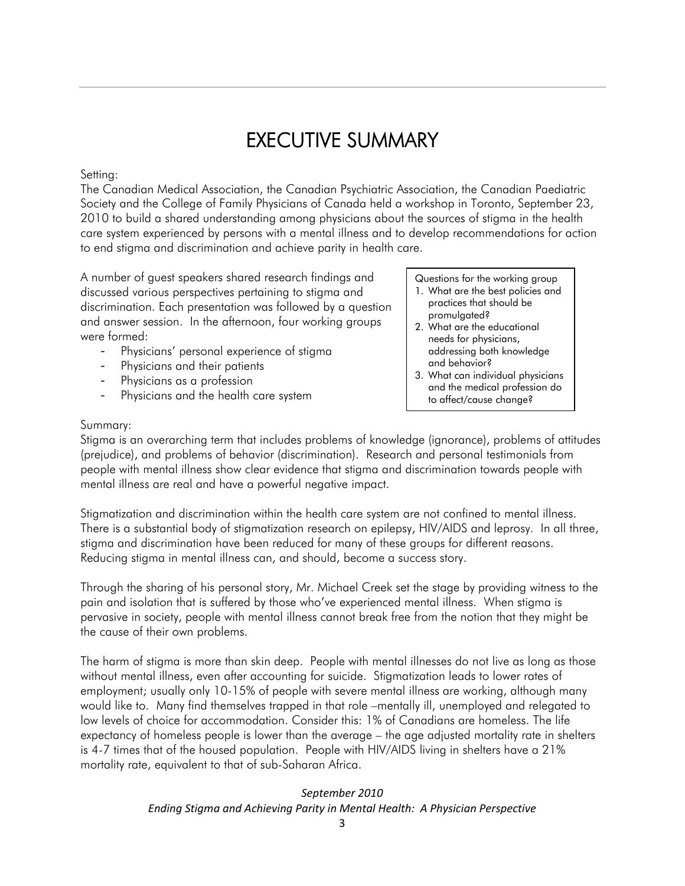# EXECUTIVE SUMMARY

Setting:

The Canadian Medical Association, the Canadian Psychiatric Association, the Canadian Paediatric Society and the College of Family Physicians of Canada held a workshop in Toronto, September 23, 2010 to build a shared understanding among physicians about the sources of stigma in the health care system experienced by persons with a mental illness and to develop recommendations for action to end stigma and discrimination and achieve parity in health care.

A number of guest speakers shared research findings and discussed various perspectives pertaining to stigma and discrimination. Each presentation was followed by a question and answer session. In the afternoon, four working groups were formed:

- Physicians' personal experience of stigma
- Physicians and their patients
- Physicians as a profession
- Physicians and the health care system

> Questions for the working group
> 1. What are the best policies and practices that should be promulgated?
> 2. What are the educational needs for physicians, addressing both knowledge and behavior?
> 3. What can individual physicians and the medical profession do to affect/cause change?

Summary:

Stigma is an overarching term that includes problems of knowledge (ignorance), problems of attitudes (prejudice), and problems of behavior (discrimination). Research and personal testimonials from people with mental illness show clear evidence that stigma and discrimination towards people with mental illness are real and have a powerful negative impact.

Stigmatization and discrimination within the health care system are not confined to mental illness. There is a substantial body of stigmatization research on epilepsy, HIV/AIDS and leprosy. In all three, stigma and discrimination have been reduced for many of these groups for different reasons. Reducing stigma in mental illness can, and should, become a success story.

Through the sharing of his personal story, Mr. Michael Creek set the stage by providing witness to the pain and isolation that is suffered by those who've experienced mental illness. When stigma is pervasive in society, people with mental illness cannot break free from the notion that they might be the cause of their own problems.

The harm of stigma is more than skin deep. People with mental illnesses do not live as long as those without mental illness, even after accounting for suicide. Stigmatization leads to lower rates of employment; usually only 10-15% of people with severe mental illness are working, although many would like to. Many find themselves trapped in that role –mentally ill, unemployed and relegated to low levels of choice for accommodation. Consider this: 1% of Canadians are homeless. The life expectancy of homeless people is lower than the average – the age adjusted mortality rate in shelters is 4-7 times that of the housed population. People with HIV/AIDS living in shelters have a 21% mortality rate, equivalent to that of sub-Saharan Africa.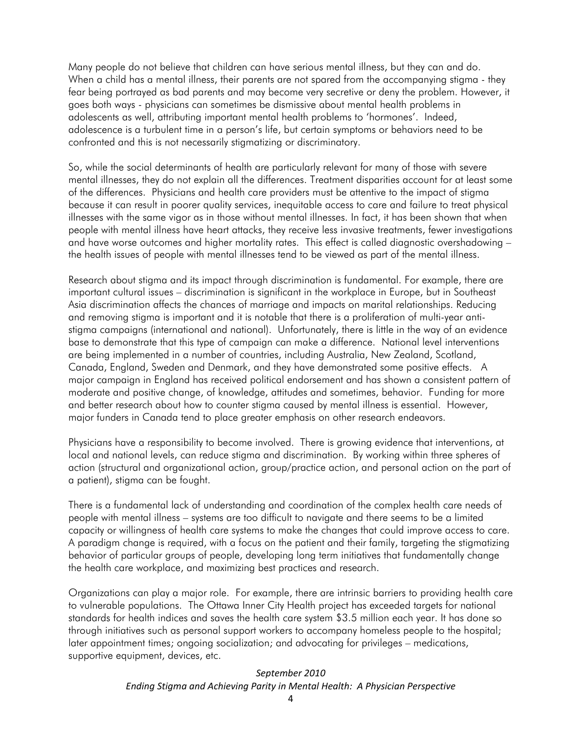Many people do not believe that children can have serious mental illness, but they can and do. When a child has a mental illness, their parents are not spared from the accompanying stigma - they fear being portrayed as bad parents and may become very secretive or deny the problem. However, it goes both ways - physicians can sometimes be dismissive about mental health problems in adolescents as well, attributing important mental health problems to 'hormones'. Indeed, adolescence is a turbulent time in a person's life, but certain symptoms or behaviors need to be confronted and this is not necessarily stigmatizing or discriminatory.

So, while the social determinants of health are particularly relevant for many of those with severe mental illnesses, they do not explain all the differences. Treatment disparities account for at least some of the differences. Physicians and health care providers must be attentive to the impact of stigma because it can result in poorer quality services, inequitable access to care and failure to treat physical illnesses with the same vigor as in those without mental illnesses. In fact, it has been shown that when people with mental illness have heart attacks, they receive less invasive treatments, fewer investigations and have worse outcomes and higher mortality rates. This effect is called diagnostic overshadowing – the health issues of people with mental illnesses tend to be viewed as part of the mental illness.

Research about stigma and its impact through discrimination is fundamental. For example, there are important cultural issues – discrimination is significant in the workplace in Europe, but in Southeast Asia discrimination affects the chances of marriage and impacts on marital relationships. Reducing and removing stigma is important and it is notable that there is a proliferation of multi-year anti-stigma campaigns (international and national). Unfortunately, there is little in the way of an evidence base to demonstrate that this type of campaign can make a difference. National level interventions are being implemented in a number of countries, including Australia, New Zealand, Scotland, Canada, England, Sweden and Denmark, and they have demonstrated some positive effects. A major campaign in England has received political endorsement and has shown a consistent pattern of moderate and positive change, of knowledge, attitudes and sometimes, behavior. Funding for more and better research about how to counter stigma caused by mental illness is essential. However, major funders in Canada tend to place greater emphasis on other research endeavors.

Physicians have a responsibility to become involved. There is growing evidence that interventions, at local and national levels, can reduce stigma and discrimination. By working within three spheres of action (structural and organizational action, group/practice action, and personal action on the part of a patient), stigma can be fought.

There is a fundamental lack of understanding and coordination of the complex health care needs of people with mental illness – systems are too difficult to navigate and there seems to be a limited capacity or willingness of health care systems to make the changes that could improve access to care. A paradigm change is required, with a focus on the patient and their family, targeting the stigmatizing behavior of particular groups of people, developing long term initiatives that fundamentally change the health care workplace, and maximizing best practices and research.

Organizations can play a major role. For example, there are intrinsic barriers to providing health care to vulnerable populations. The Ottawa Inner City Health project has exceeded targets for national standards for health indices and saves the health care system $3.5 million each year. It has done so through initiatives such as personal support workers to accompany homeless people to the hospital; later appointment times; ongoing socialization; and advocating for privileges – medications, supportive equipment, devices, etc.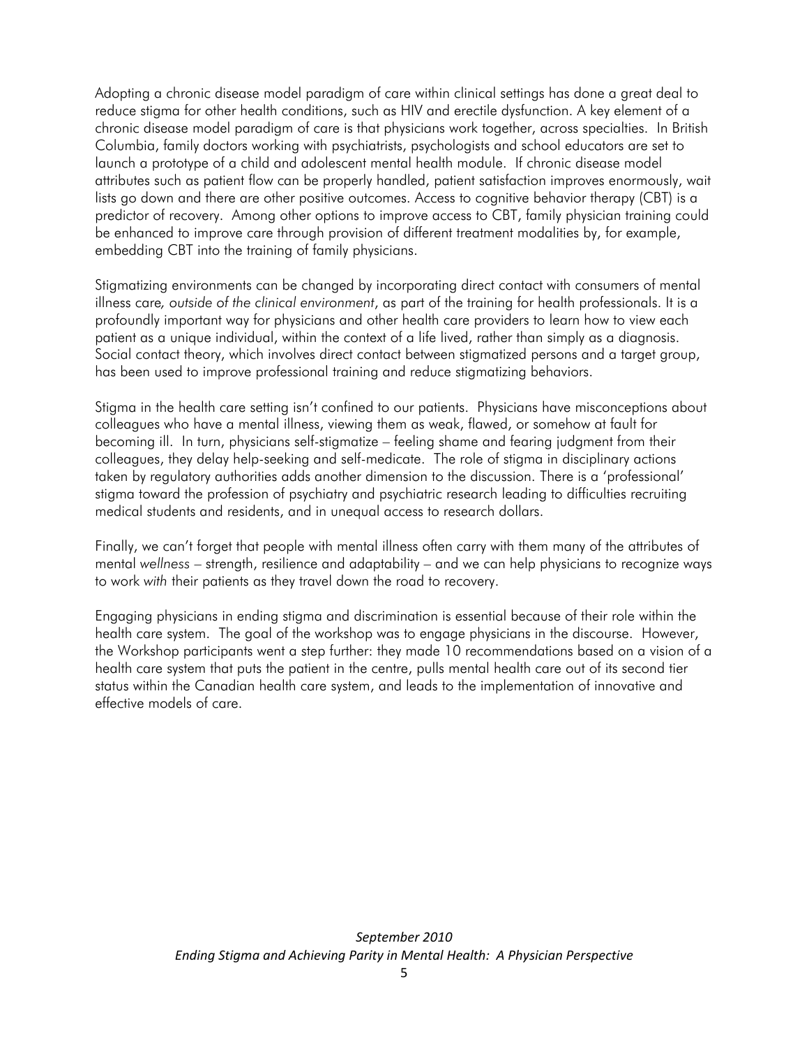Adopting a chronic disease model paradigm of care within clinical settings has done a great deal to reduce stigma for other health conditions, such as HIV and erectile dysfunction. A key element of a chronic disease model paradigm of care is that physicians work together, across specialties. In British Columbia, family doctors working with psychiatrists, psychologists and school educators are set to launch a prototype of a child and adolescent mental health module. If chronic disease model attributes such as patient flow can be properly handled, patient satisfaction improves enormously, wait lists go down and there are other positive outcomes. Access to cognitive behavior therapy (CBT) is a predictor of recovery. Among other options to improve access to CBT, family physician training could be enhanced to improve care through provision of different treatment modalities by, for example, embedding CBT into the training of family physicians.

Stigmatizing environments can be changed by incorporating direct contact with consumers of mental illness care*, outside of the clinical environment*, as part of the training for health professionals. It is a profoundly important way for physicians and other health care providers to learn how to view each patient as a unique individual, within the context of a life lived, rather than simply as a diagnosis. Social contact theory, which involves direct contact between stigmatized persons and a target group, has been used to improve professional training and reduce stigmatizing behaviors.

Stigma in the health care setting isn't confined to our patients. Physicians have misconceptions about colleagues who have a mental illness, viewing them as weak, flawed, or somehow at fault for becoming ill. In turn, physicians self-stigmatize – feeling shame and fearing judgment from their colleagues, they delay help-seeking and self-medicate. The role of stigma in disciplinary actions taken by regulatory authorities adds another dimension to the discussion. There is a 'professional' stigma toward the profession of psychiatry and psychiatric research leading to difficulties recruiting medical students and residents, and in unequal access to research dollars.

Finally, we can't forget that people with mental illness often carry with them many of the attributes of mental *wellness* – strength, resilience and adaptability – and we can help physicians to recognize ways to work *with* their patients as they travel down the road to recovery.

Engaging physicians in ending stigma and discrimination is essential because of their role within the health care system. The goal of the workshop was to engage physicians in the discourse. However, the Workshop participants went a step further: they made 10 recommendations based on a vision of a health care system that puts the patient in the centre, pulls mental health care out of its second tier status within the Canadian health care system, and leads to the implementation of innovative and effective models of care.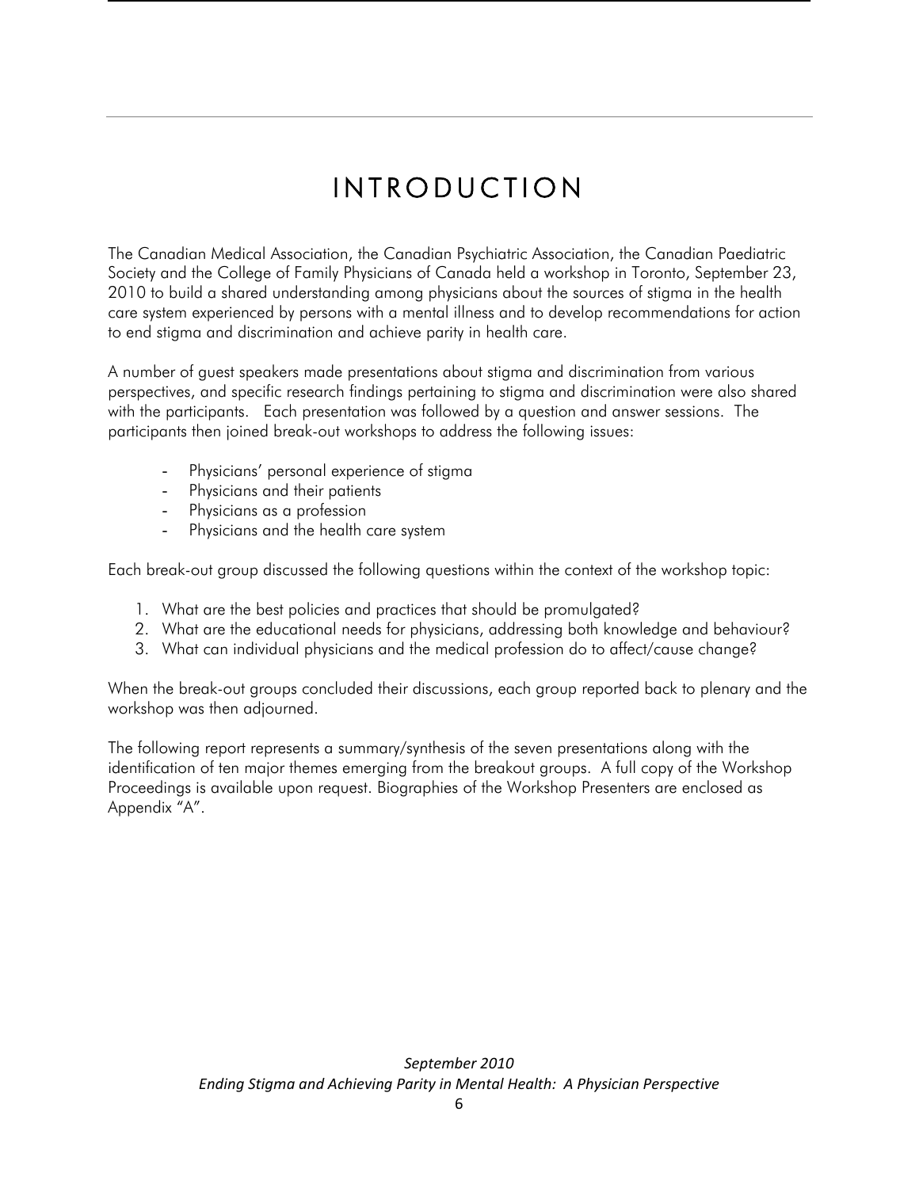# INTRODUCTION

The Canadian Medical Association, the Canadian Psychiatric Association, the Canadian Paediatric Society and the College of Family Physicians of Canada held a workshop in Toronto, September 23, 2010 to build a shared understanding among physicians about the sources of stigma in the health care system experienced by persons with a mental illness and to develop recommendations for action to end stigma and discrimination and achieve parity in health care.

A number of guest speakers made presentations about stigma and discrimination from various perspectives, and specific research findings pertaining to stigma and discrimination were also shared with the participants. Each presentation was followed by a question and answer sessions. The participants then joined break-out workshops to address the following issues:

- Physicians' personal experience of stigma
- Physicians and their patients
- Physicians as a profession
- Physicians and the health care system

Each break-out group discussed the following questions within the context of the workshop topic:

1. What are the best policies and practices that should be promulgated?
2. What are the educational needs for physicians, addressing both knowledge and behaviour?
3. What can individual physicians and the medical profession do to affect/cause change?

When the break-out groups concluded their discussions, each group reported back to plenary and the workshop was then adjourned.

The following report represents a summary/synthesis of the seven presentations along with the identification of ten major themes emerging from the breakout groups. A full copy of the Workshop Proceedings is available upon request. Biographies of the Workshop Presenters are enclosed as Appendix "A".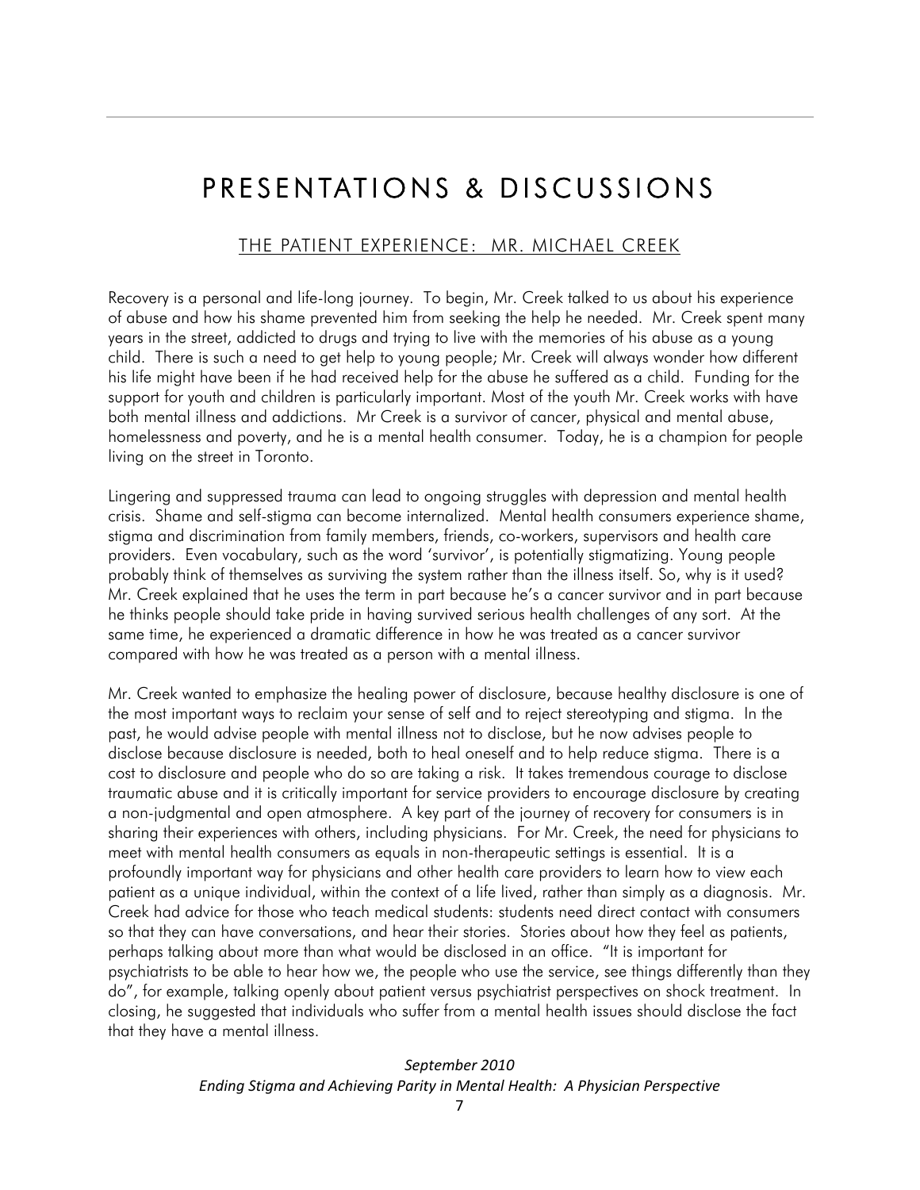# PRESENTATIONS & DISCUSSIONS

## THE PATIENT EXPERIENCE: MR. MICHAEL CREEK

Recovery is a personal and life-long journey. To begin, Mr. Creek talked to us about his experience of abuse and how his shame prevented him from seeking the help he needed. Mr. Creek spent many years in the street, addicted to drugs and trying to live with the memories of his abuse as a young child. There is such a need to get help to young people; Mr. Creek will always wonder how different his life might have been if he had received help for the abuse he suffered as a child. Funding for the support for youth and children is particularly important. Most of the youth Mr. Creek works with have both mental illness and addictions. Mr Creek is a survivor of cancer, physical and mental abuse, homelessness and poverty, and he is a mental health consumer. Today, he is a champion for people living on the street in Toronto.

Lingering and suppressed trauma can lead to ongoing struggles with depression and mental health crisis. Shame and self-stigma can become internalized. Mental health consumers experience shame, stigma and discrimination from family members, friends, co-workers, supervisors and health care providers. Even vocabulary, such as the word 'survivor', is potentially stigmatizing. Young people probably think of themselves as surviving the system rather than the illness itself. So, why is it used? Mr. Creek explained that he uses the term in part because he's a cancer survivor and in part because he thinks people should take pride in having survived serious health challenges of any sort. At the same time, he experienced a dramatic difference in how he was treated as a cancer survivor compared with how he was treated as a person with a mental illness.

Mr. Creek wanted to emphasize the healing power of disclosure, because healthy disclosure is one of the most important ways to reclaim your sense of self and to reject stereotyping and stigma. In the past, he would advise people with mental illness not to disclose, but he now advises people to disclose because disclosure is needed, both to heal oneself and to help reduce stigma. There is a cost to disclosure and people who do so are taking a risk. It takes tremendous courage to disclose traumatic abuse and it is critically important for service providers to encourage disclosure by creating a non-judgmental and open atmosphere. A key part of the journey of recovery for consumers is in sharing their experiences with others, including physicians. For Mr. Creek, the need for physicians to meet with mental health consumers as equals in non-therapeutic settings is essential. It is a profoundly important way for physicians and other health care providers to learn how to view each patient as a unique individual, within the context of a life lived, rather than simply as a diagnosis. Mr. Creek had advice for those who teach medical students: students need direct contact with consumers so that they can have conversations, and hear their stories. Stories about how they feel as patients, perhaps talking about more than what would be disclosed in an office. "It is important for psychiatrists to be able to hear how we, the people who use the service, see things differently than they do", for example, talking openly about patient versus psychiatrist perspectives on shock treatment. In closing, he suggested that individuals who suffer from a mental health issues should disclose the fact that they have a mental illness.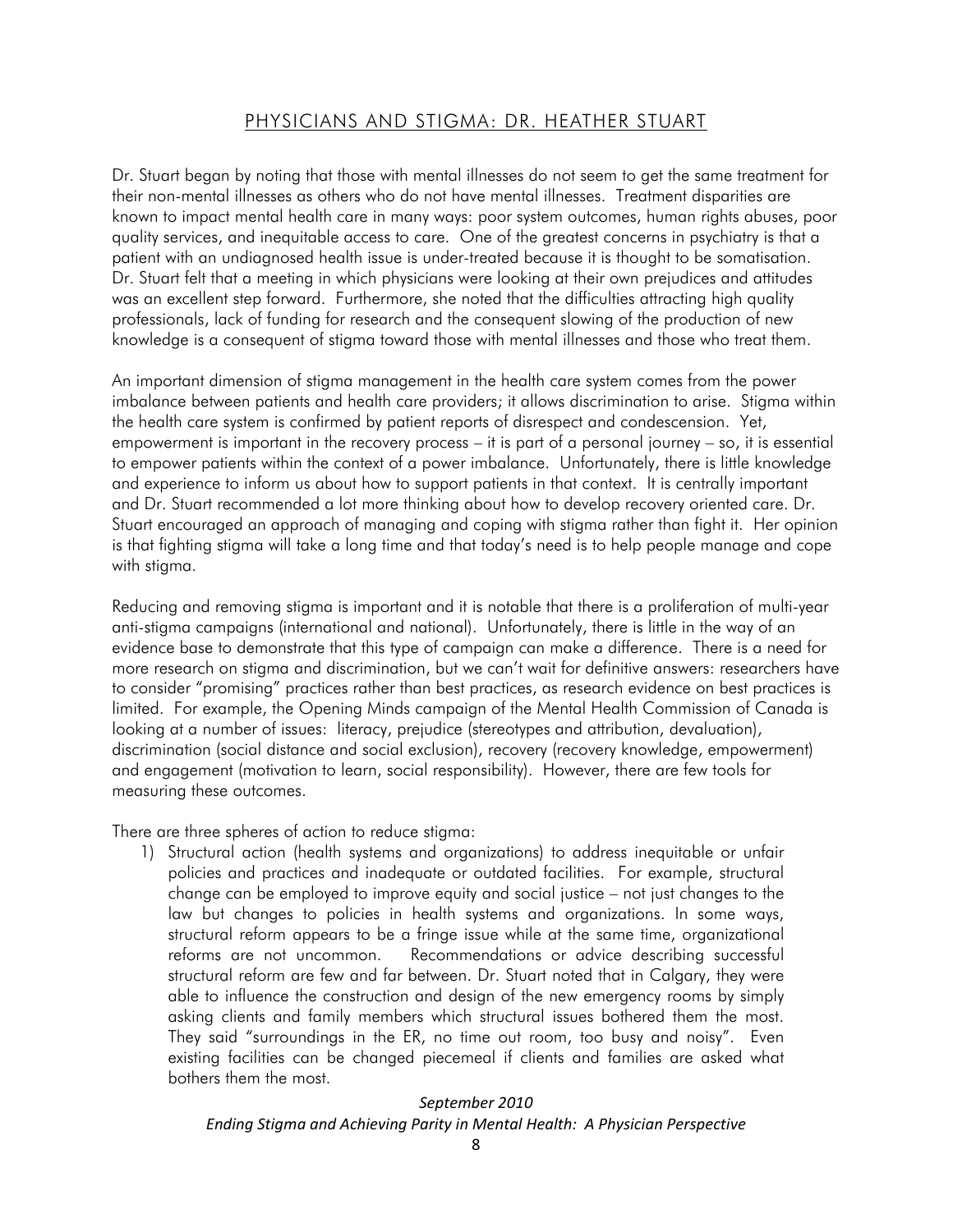## PHYSICIANS AND STIGMA: DR. HEATHER STUART

Dr. Stuart began by noting that those with mental illnesses do not seem to get the same treatment for their non-mental illnesses as others who do not have mental illnesses. Treatment disparities are known to impact mental health care in many ways: poor system outcomes, human rights abuses, poor quality services, and inequitable access to care. One of the greatest concerns in psychiatry is that a patient with an undiagnosed health issue is under-treated because it is thought to be somatisation. Dr. Stuart felt that a meeting in which physicians were looking at their own prejudices and attitudes was an excellent step forward. Furthermore, she noted that the difficulties attracting high quality professionals, lack of funding for research and the consequent slowing of the production of new knowledge is a consequent of stigma toward those with mental illnesses and those who treat them.

An important dimension of stigma management in the health care system comes from the power imbalance between patients and health care providers; it allows discrimination to arise. Stigma within the health care system is confirmed by patient reports of disrespect and condescension. Yet, empowerment is important in the recovery process – it is part of a personal journey – so, it is essential to empower patients within the context of a power imbalance. Unfortunately, there is little knowledge and experience to inform us about how to support patients in that context. It is centrally important and Dr. Stuart recommended a lot more thinking about how to develop recovery oriented care. Dr. Stuart encouraged an approach of managing and coping with stigma rather than fight it. Her opinion is that fighting stigma will take a long time and that today's need is to help people manage and cope with stigma.

Reducing and removing stigma is important and it is notable that there is a proliferation of multi-year anti-stigma campaigns (international and national). Unfortunately, there is little in the way of an evidence base to demonstrate that this type of campaign can make a difference. There is a need for more research on stigma and discrimination, but we can't wait for definitive answers: researchers have to consider "promising" practices rather than best practices, as research evidence on best practices is limited. For example, the Opening Minds campaign of the Mental Health Commission of Canada is looking at a number of issues: literacy, prejudice (stereotypes and attribution, devaluation), discrimination (social distance and social exclusion), recovery (recovery knowledge, empowerment) and engagement (motivation to learn, social responsibility). However, there are few tools for measuring these outcomes.

There are three spheres of action to reduce stigma:

1) Structural action (health systems and organizations) to address inequitable or unfair policies and practices and inadequate or outdated facilities. For example, structural change can be employed to improve equity and social justice – not just changes to the law but changes to policies in health systems and organizations. In some ways, structural reform appears to be a fringe issue while at the same time, organizational reforms are not uncommon. Recommendations or advice describing successful structural reform are few and far between. Dr. Stuart noted that in Calgary, they were able to influence the construction and design of the new emergency rooms by simply asking clients and family members which structural issues bothered them the most. They said "surroundings in the ER, no time out room, too busy and noisy". Even existing facilities can be changed piecemeal if clients and families are asked what bothers them the most.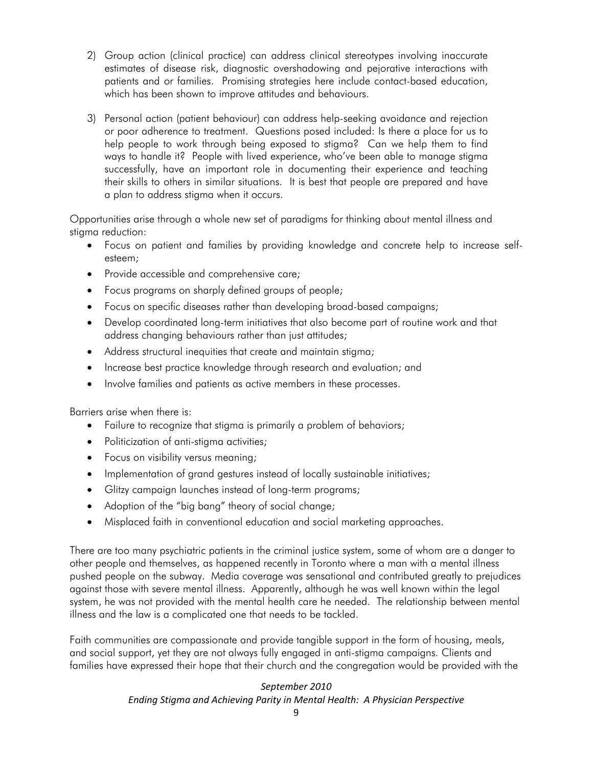2) Group action (clinical practice) can address clinical stereotypes involving inaccurate estimates of disease risk, diagnostic overshadowing and pejorative interactions with patients and or families. Promising strategies here include contact-based education, which has been shown to improve attitudes and behaviours.

3) Personal action (patient behaviour) can address help-seeking avoidance and rejection or poor adherence to treatment. Questions posed included: Is there a place for us to help people to work through being exposed to stigma? Can we help them to find ways to handle it? People with lived experience, who've been able to manage stigma successfully, have an important role in documenting their experience and teaching their skills to others in similar situations. It is best that people are prepared and have a plan to address stigma when it occurs.

Opportunities arise through a whole new set of paradigms for thinking about mental illness and stigma reduction:

- Focus on patient and families by providing knowledge and concrete help to increase self-esteem;
- Provide accessible and comprehensive care;
- Focus programs on sharply defined groups of people;
- Focus on specific diseases rather than developing broad-based campaigns;
- Develop coordinated long-term initiatives that also become part of routine work and that address changing behaviours rather than just attitudes;
- Address structural inequities that create and maintain stigma;
- Increase best practice knowledge through research and evaluation; and
- Involve families and patients as active members in these processes.

Barriers arise when there is:

- Failure to recognize that stigma is primarily a problem of behaviors;
- Politicization of anti-stigma activities;
- Focus on visibility versus meaning;
- Implementation of grand gestures instead of locally sustainable initiatives;
- Glitzy campaign launches instead of long-term programs;
- Adoption of the "big bang" theory of social change;
- Misplaced faith in conventional education and social marketing approaches.

There are too many psychiatric patients in the criminal justice system, some of whom are a danger to other people and themselves, as happened recently in Toronto where a man with a mental illness pushed people on the subway. Media coverage was sensational and contributed greatly to prejudices against those with severe mental illness. Apparently, although he was well known within the legal system, he was not provided with the mental health care he needed. The relationship between mental illness and the law is a complicated one that needs to be tackled.

Faith communities are compassionate and provide tangible support in the form of housing, meals, and social support, yet they are not always fully engaged in anti-stigma campaigns. Clients and families have expressed their hope that their church and the congregation would be provided with the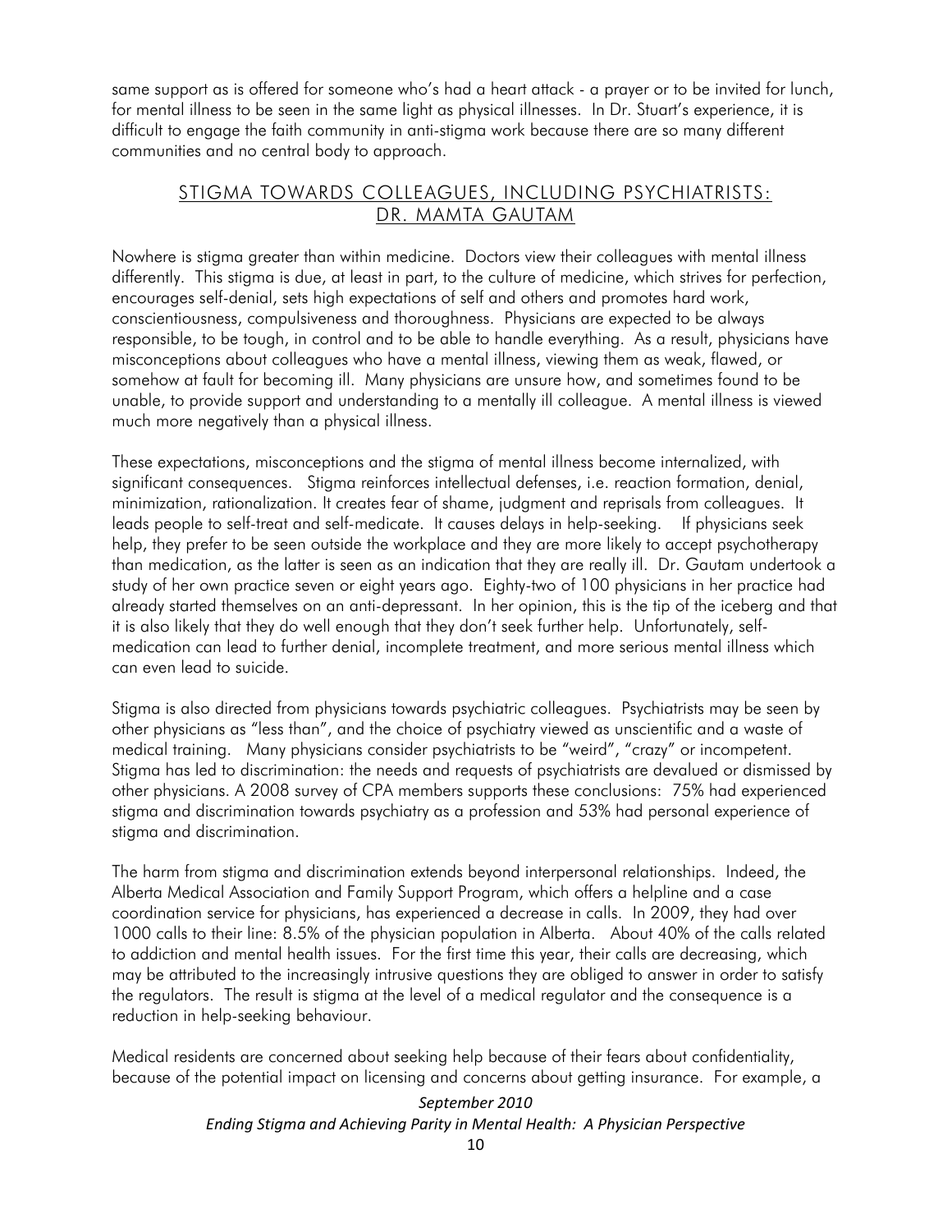same support as is offered for someone who's had a heart attack - a prayer or to be invited for lunch, for mental illness to be seen in the same light as physical illnesses. In Dr. Stuart's experience, it is difficult to engage the faith community in anti-stigma work because there are so many different communities and no central body to approach.

## STIGMA TOWARDS COLLEAGUES, INCLUDING PSYCHIATRISTS: DR. MAMTA GAUTAM

Nowhere is stigma greater than within medicine. Doctors view their colleagues with mental illness differently. This stigma is due, at least in part, to the culture of medicine, which strives for perfection, encourages self-denial, sets high expectations of self and others and promotes hard work, conscientiousness, compulsiveness and thoroughness. Physicians are expected to be always responsible, to be tough, in control and to be able to handle everything. As a result, physicians have misconceptions about colleagues who have a mental illness, viewing them as weak, flawed, or somehow at fault for becoming ill. Many physicians are unsure how, and sometimes found to be unable, to provide support and understanding to a mentally ill colleague. A mental illness is viewed much more negatively than a physical illness.

These expectations, misconceptions and the stigma of mental illness become internalized, with significant consequences. Stigma reinforces intellectual defenses, i.e. reaction formation, denial, minimization, rationalization. It creates fear of shame, judgment and reprisals from colleagues. It leads people to self-treat and self-medicate. It causes delays in help-seeking. If physicians seek help, they prefer to be seen outside the workplace and they are more likely to accept psychotherapy than medication, as the latter is seen as an indication that they are really ill. Dr. Gautam undertook a study of her own practice seven or eight years ago. Eighty-two of 100 physicians in her practice had already started themselves on an anti-depressant. In her opinion, this is the tip of the iceberg and that it is also likely that they do well enough that they don't seek further help. Unfortunately, self-medication can lead to further denial, incomplete treatment, and more serious mental illness which can even lead to suicide.

Stigma is also directed from physicians towards psychiatric colleagues. Psychiatrists may be seen by other physicians as "less than", and the choice of psychiatry viewed as unscientific and a waste of medical training. Many physicians consider psychiatrists to be "weird", "crazy" or incompetent. Stigma has led to discrimination: the needs and requests of psychiatrists are devalued or dismissed by other physicians. A 2008 survey of CPA members supports these conclusions: 75% had experienced stigma and discrimination towards psychiatry as a profession and 53% had personal experience of stigma and discrimination.

The harm from stigma and discrimination extends beyond interpersonal relationships. Indeed, the Alberta Medical Association and Family Support Program, which offers a helpline and a case coordination service for physicians, has experienced a decrease in calls. In 2009, they had over 1000 calls to their line: 8.5% of the physician population in Alberta. About 40% of the calls related to addiction and mental health issues. For the first time this year, their calls are decreasing, which may be attributed to the increasingly intrusive questions they are obliged to answer in order to satisfy the regulators. The result is stigma at the level of a medical regulator and the consequence is a reduction in help-seeking behaviour.

Medical residents are concerned about seeking help because of their fears about confidentiality, because of the potential impact on licensing and concerns about getting insurance. For example, a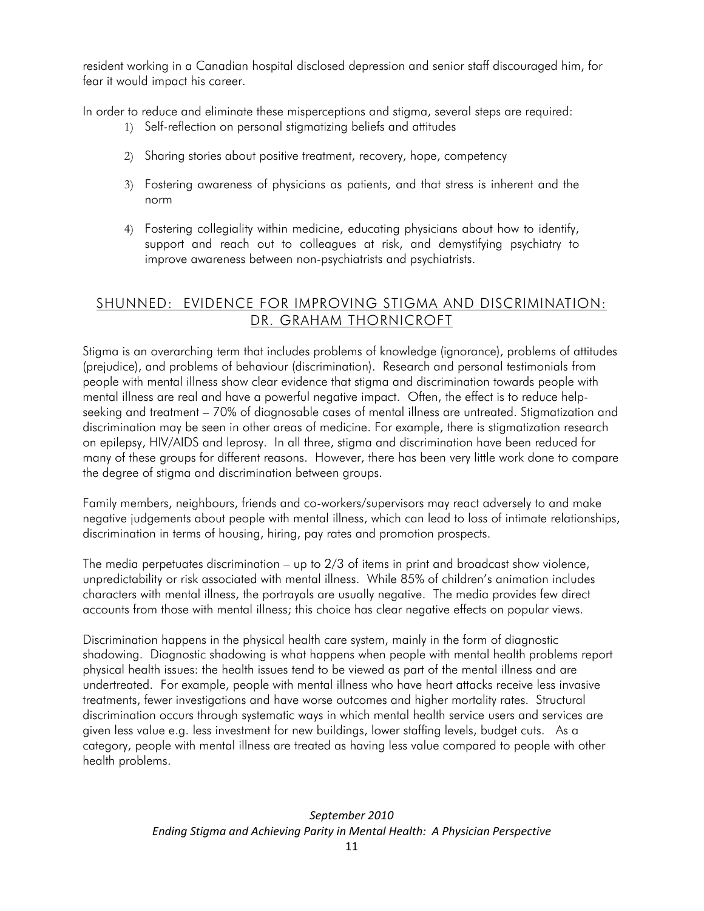resident working in a Canadian hospital disclosed depression and senior staff discouraged him, for fear it would impact his career.

In order to reduce and eliminate these misperceptions and stigma, several steps are required:

1) Self-reflection on personal stigmatizing beliefs and attitudes
2) Sharing stories about positive treatment, recovery, hope, competency
3) Fostering awareness of physicians as patients, and that stress is inherent and the norm
4) Fostering collegiality within medicine, educating physicians about how to identify, support and reach out to colleagues at risk, and demystifying psychiatry to improve awareness between non-psychiatrists and psychiatrists.

## SHUNNED: EVIDENCE FOR IMPROVING STIGMA AND DISCRIMINATION: DR. GRAHAM THORNICROFT

Stigma is an overarching term that includes problems of knowledge (ignorance), problems of attitudes (prejudice), and problems of behaviour (discrimination). Research and personal testimonials from people with mental illness show clear evidence that stigma and discrimination towards people with mental illness are real and have a powerful negative impact. Often, the effect is to reduce help-seeking and treatment – 70% of diagnosable cases of mental illness are untreated. Stigmatization and discrimination may be seen in other areas of medicine. For example, there is stigmatization research on epilepsy, HIV/AIDS and leprosy. In all three, stigma and discrimination have been reduced for many of these groups for different reasons. However, there has been very little work done to compare the degree of stigma and discrimination between groups.

Family members, neighbours, friends and co-workers/supervisors may react adversely to and make negative judgements about people with mental illness, which can lead to loss of intimate relationships, discrimination in terms of housing, hiring, pay rates and promotion prospects.

The media perpetuates discrimination – up to 2/3 of items in print and broadcast show violence, unpredictability or risk associated with mental illness. While 85% of children's animation includes characters with mental illness, the portrayals are usually negative. The media provides few direct accounts from those with mental illness; this choice has clear negative effects on popular views.

Discrimination happens in the physical health care system, mainly in the form of diagnostic shadowing. Diagnostic shadowing is what happens when people with mental health problems report physical health issues: the health issues tend to be viewed as part of the mental illness and are undertreated. For example, people with mental illness who have heart attacks receive less invasive treatments, fewer investigations and have worse outcomes and higher mortality rates. Structural discrimination occurs through systematic ways in which mental health service users and services are given less value e.g. less investment for new buildings, lower staffing levels, budget cuts. As a category, people with mental illness are treated as having less value compared to people with other health problems.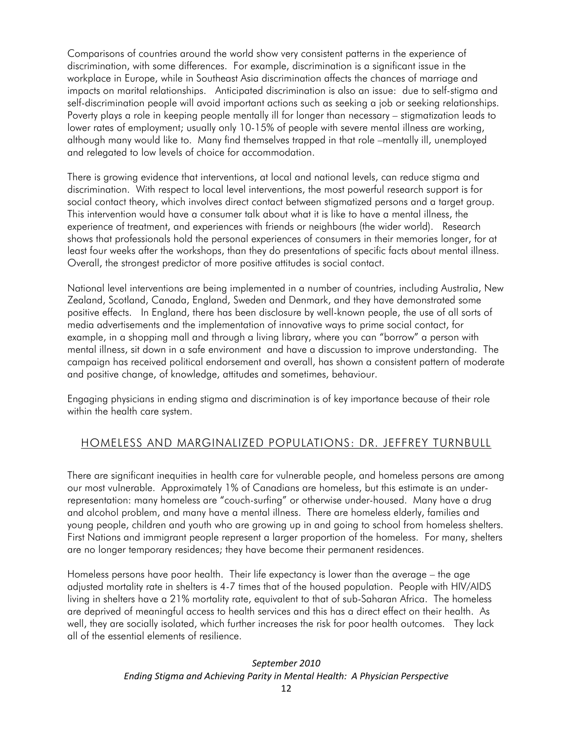Comparisons of countries around the world show very consistent patterns in the experience of discrimination, with some differences. For example, discrimination is a significant issue in the workplace in Europe, while in Southeast Asia discrimination affects the chances of marriage and impacts on marital relationships. Anticipated discrimination is also an issue: due to self-stigma and self-discrimination people will avoid important actions such as seeking a job or seeking relationships. Poverty plays a role in keeping people mentally ill for longer than necessary – stigmatization leads to lower rates of employment; usually only 10-15% of people with severe mental illness are working, although many would like to. Many find themselves trapped in that role –mentally ill, unemployed and relegated to low levels of choice for accommodation.

There is growing evidence that interventions, at local and national levels, can reduce stigma and discrimination. With respect to local level interventions, the most powerful research support is for social contact theory, which involves direct contact between stigmatized persons and a target group. This intervention would have a consumer talk about what it is like to have a mental illness, the experience of treatment, and experiences with friends or neighbours (the wider world). Research shows that professionals hold the personal experiences of consumers in their memories longer, for at least four weeks after the workshops, than they do presentations of specific facts about mental illness. Overall, the strongest predictor of more positive attitudes is social contact.

National level interventions are being implemented in a number of countries, including Australia, New Zealand, Scotland, Canada, England, Sweden and Denmark, and they have demonstrated some positive effects. In England, there has been disclosure by well-known people, the use of all sorts of media advertisements and the implementation of innovative ways to prime social contact, for example, in a shopping mall and through a living library, where you can "borrow" a person with mental illness, sit down in a safe environment and have a discussion to improve understanding. The campaign has received political endorsement and overall, has shown a consistent pattern of moderate and positive change, of knowledge, attitudes and sometimes, behaviour.

Engaging physicians in ending stigma and discrimination is of key importance because of their role within the health care system.

## HOMELESS AND MARGINALIZED POPULATIONS: DR. JEFFREY TURNBULL

There are significant inequities in health care for vulnerable people, and homeless persons are among our most vulnerable. Approximately 1% of Canadians are homeless, but this estimate is an under-representation: many homeless are "couch-surfing" or otherwise under-housed. Many have a drug and alcohol problem, and many have a mental illness. There are homeless elderly, families and young people, children and youth who are growing up in and going to school from homeless shelters. First Nations and immigrant people represent a larger proportion of the homeless. For many, shelters are no longer temporary residences; they have become their permanent residences.

Homeless persons have poor health. Their life expectancy is lower than the average – the age adjusted mortality rate in shelters is 4-7 times that of the housed population. People with HIV/AIDS living in shelters have a 21% mortality rate, equivalent to that of sub-Saharan Africa. The homeless are deprived of meaningful access to health services and this has a direct effect on their health. As well, they are socially isolated, which further increases the risk for poor health outcomes. They lack all of the essential elements of resilience.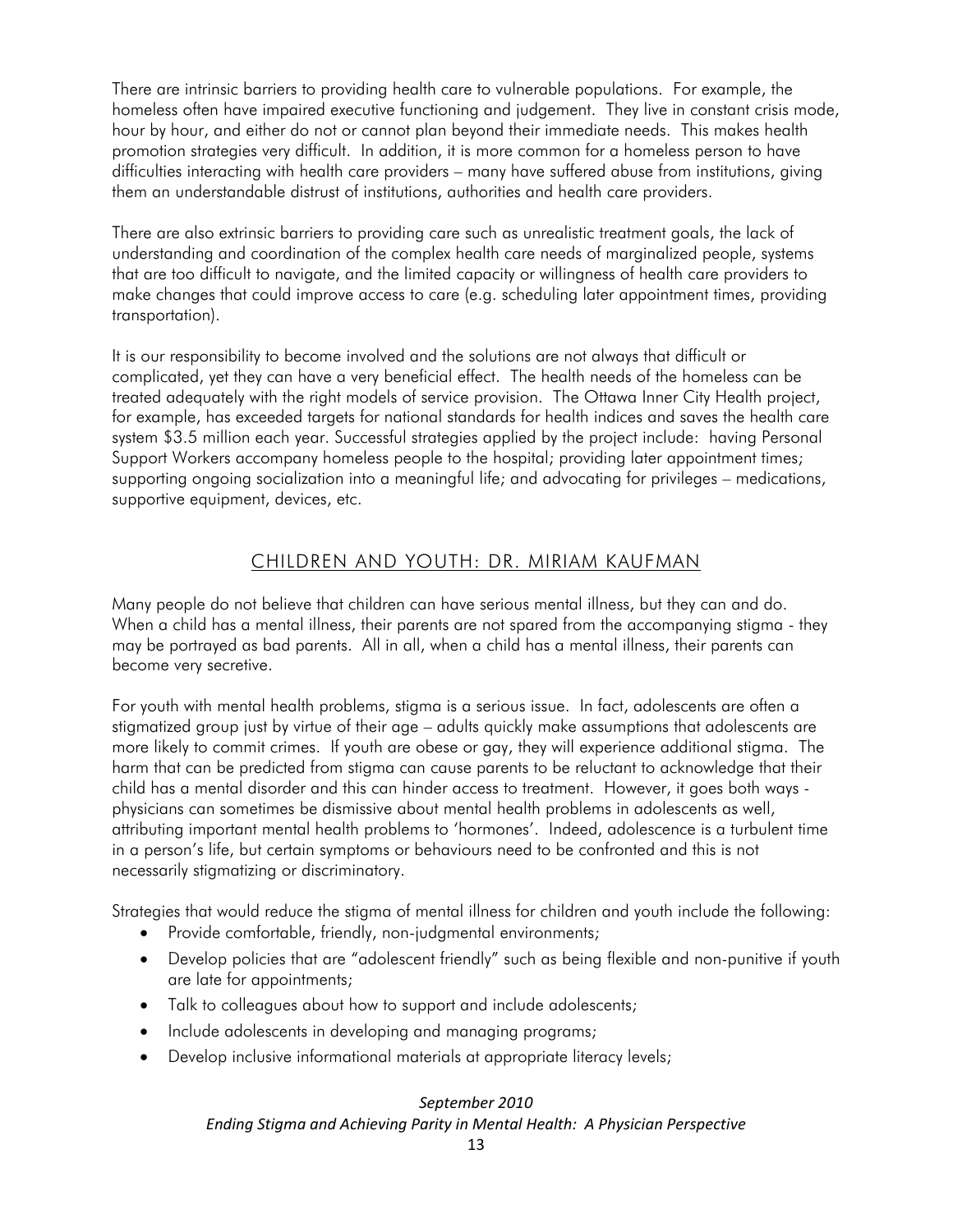There are intrinsic barriers to providing health care to vulnerable populations. For example, the homeless often have impaired executive functioning and judgement. They live in constant crisis mode, hour by hour, and either do not or cannot plan beyond their immediate needs. This makes health promotion strategies very difficult. In addition, it is more common for a homeless person to have difficulties interacting with health care providers – many have suffered abuse from institutions, giving them an understandable distrust of institutions, authorities and health care providers.

There are also extrinsic barriers to providing care such as unrealistic treatment goals, the lack of understanding and coordination of the complex health care needs of marginalized people, systems that are too difficult to navigate, and the limited capacity or willingness of health care providers to make changes that could improve access to care (e.g. scheduling later appointment times, providing transportation).

It is our responsibility to become involved and the solutions are not always that difficult or complicated, yet they can have a very beneficial effect. The health needs of the homeless can be treated adequately with the right models of service provision. The Ottawa Inner City Health project, for example, has exceeded targets for national standards for health indices and saves the health care system $3.5 million each year. Successful strategies applied by the project include: having Personal Support Workers accompany homeless people to the hospital; providing later appointment times; supporting ongoing socialization into a meaningful life; and advocating for privileges – medications, supportive equipment, devices, etc.

## CHILDREN AND YOUTH: DR. MIRIAM KAUFMAN

Many people do not believe that children can have serious mental illness, but they can and do. When a child has a mental illness, their parents are not spared from the accompanying stigma - they may be portrayed as bad parents. All in all, when a child has a mental illness, their parents can become very secretive.

For youth with mental health problems, stigma is a serious issue. In fact, adolescents are often a stigmatized group just by virtue of their age – adults quickly make assumptions that adolescents are more likely to commit crimes. If youth are obese or gay, they will experience additional stigma. The harm that can be predicted from stigma can cause parents to be reluctant to acknowledge that their child has a mental disorder and this can hinder access to treatment. However, it goes both ways - physicians can sometimes be dismissive about mental health problems in adolescents as well, attributing important mental health problems to 'hormones'. Indeed, adolescence is a turbulent time in a person's life, but certain symptoms or behaviours need to be confronted and this is not necessarily stigmatizing or discriminatory.

Strategies that would reduce the stigma of mental illness for children and youth include the following:

- Provide comfortable, friendly, non-judgmental environments;
- Develop policies that are "adolescent friendly" such as being flexible and non-punitive if youth are late for appointments;
- Talk to colleagues about how to support and include adolescents;
- Include adolescents in developing and managing programs;
- Develop inclusive informational materials at appropriate literacy levels;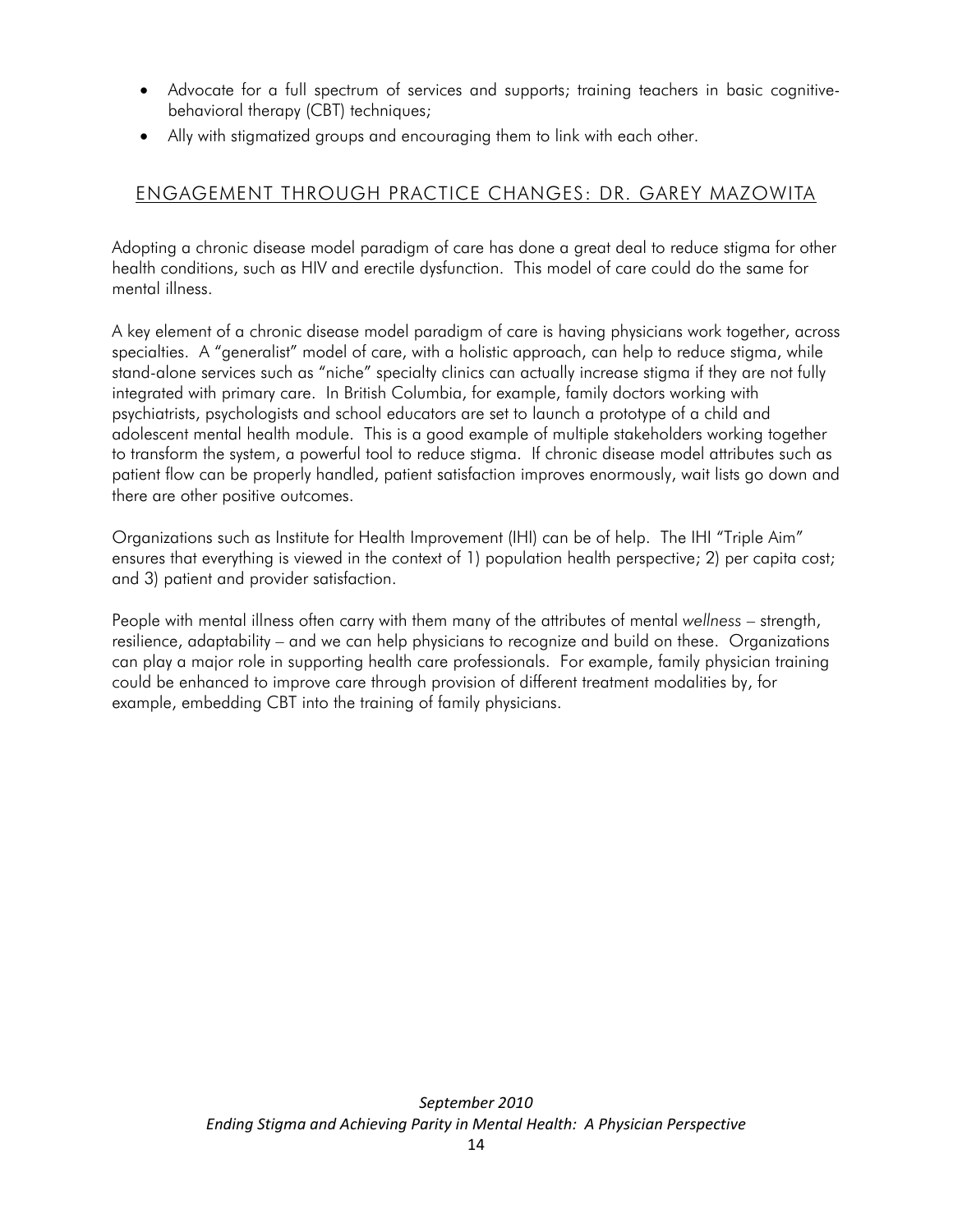- Advocate for a full spectrum of services and supports; training teachers in basic cognitive-behavioral therapy (CBT) techniques;
- Ally with stigmatized groups and encouraging them to link with each other.

## ENGAGEMENT THROUGH PRACTICE CHANGES: DR. GAREY MAZOWITA

Adopting a chronic disease model paradigm of care has done a great deal to reduce stigma for other health conditions, such as HIV and erectile dysfunction. This model of care could do the same for mental illness.

A key element of a chronic disease model paradigm of care is having physicians work together, across specialties. A "generalist" model of care, with a holistic approach, can help to reduce stigma, while stand-alone services such as "niche" specialty clinics can actually increase stigma if they are not fully integrated with primary care. In British Columbia, for example, family doctors working with psychiatrists, psychologists and school educators are set to launch a prototype of a child and adolescent mental health module. This is a good example of multiple stakeholders working together to transform the system, a powerful tool to reduce stigma. If chronic disease model attributes such as patient flow can be properly handled, patient satisfaction improves enormously, wait lists go down and there are other positive outcomes.

Organizations such as Institute for Health Improvement (IHI) can be of help. The IHI "Triple Aim" ensures that everything is viewed in the context of 1) population health perspective; 2) per capita cost; and 3) patient and provider satisfaction.

People with mental illness often carry with them many of the attributes of mental *wellness* – strength, resilience, adaptability – and we can help physicians to recognize and build on these. Organizations can play a major role in supporting health care professionals. For example, family physician training could be enhanced to improve care through provision of different treatment modalities by, for example, embedding CBT into the training of family physicians.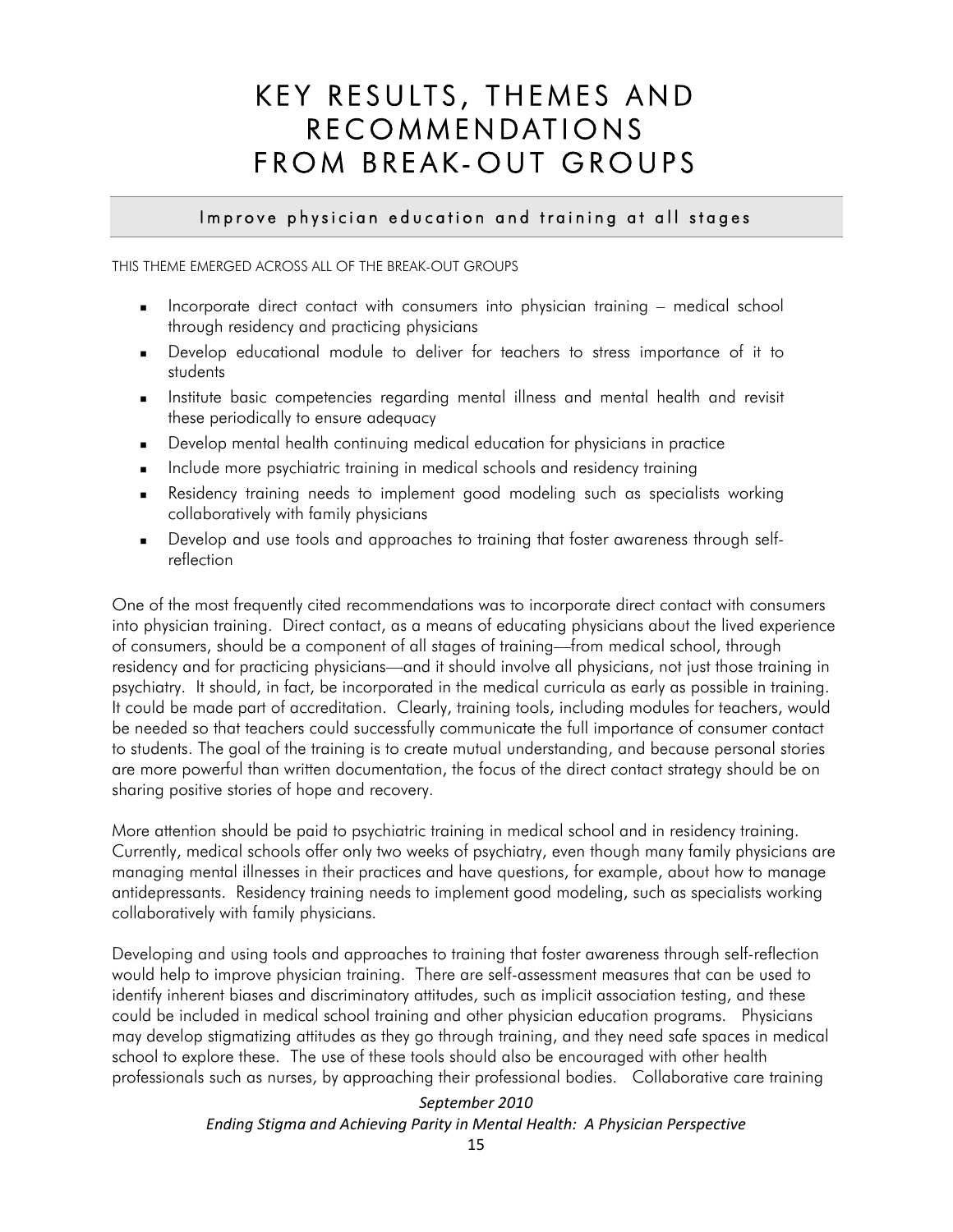# KEY RESULTS, THEMES AND RECOMMENDATIONS FROM BREAK-OUT GROUPS

## Improve physician education and training at all stages

THIS THEME EMERGED ACROSS ALL OF THE BREAK-OUT GROUPS

- Incorporate direct contact with consumers into physician training – medical school through residency and practicing physicians
- Develop educational module to deliver for teachers to stress importance of it to students
- Institute basic competencies regarding mental illness and mental health and revisit these periodically to ensure adequacy
- Develop mental health continuing medical education for physicians in practice
- Include more psychiatric training in medical schools and residency training
- Residency training needs to implement good modeling such as specialists working collaboratively with family physicians
- Develop and use tools and approaches to training that foster awareness through self-reflection

One of the most frequently cited recommendations was to incorporate direct contact with consumers into physician training. Direct contact, as a means of educating physicians about the lived experience of consumers, should be a component of all stages of training—from medical school, through residency and for practicing physicians—and it should involve all physicians, not just those training in psychiatry. It should, in fact, be incorporated in the medical curricula as early as possible in training. It could be made part of accreditation. Clearly, training tools, including modules for teachers, would be needed so that teachers could successfully communicate the full importance of consumer contact to students. The goal of the training is to create mutual understanding, and because personal stories are more powerful than written documentation, the focus of the direct contact strategy should be on sharing positive stories of hope and recovery.

More attention should be paid to psychiatric training in medical school and in residency training. Currently, medical schools offer only two weeks of psychiatry, even though many family physicians are managing mental illnesses in their practices and have questions, for example, about how to manage antidepressants. Residency training needs to implement good modeling, such as specialists working collaboratively with family physicians.

Developing and using tools and approaches to training that foster awareness through self-reflection would help to improve physician training. There are self-assessment measures that can be used to identify inherent biases and discriminatory attitudes, such as implicit association testing, and these could be included in medical school training and other physician education programs. Physicians may develop stigmatizing attitudes as they go through training, and they need safe spaces in medical school to explore these. The use of these tools should also be encouraged with other health professionals such as nurses, by approaching their professional bodies. Collaborative care training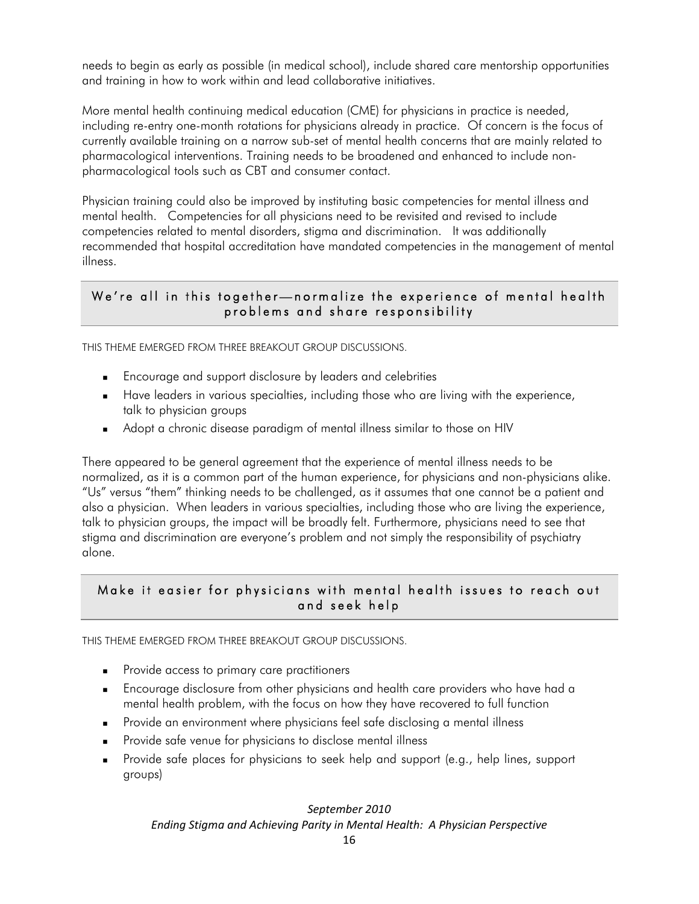needs to begin as early as possible (in medical school), include shared care mentorship opportunities and training in how to work within and lead collaborative initiatives.

More mental health continuing medical education (CME) for physicians in practice is needed, including re-entry one-month rotations for physicians already in practice. Of concern is the focus of currently available training on a narrow sub-set of mental health concerns that are mainly related to pharmacological interventions. Training needs to be broadened and enhanced to include non-pharmacological tools such as CBT and consumer contact.

Physician training could also be improved by instituting basic competencies for mental illness and mental health. Competencies for all physicians need to be revisited and revised to include competencies related to mental disorders, stigma and discrimination. It was additionally recommended that hospital accreditation have mandated competencies in the management of mental illness.

## We're all in this together—normalize the experience of mental health problems and share responsibility

THIS THEME EMERGED FROM THREE BREAKOUT GROUP DISCUSSIONS.

- Encourage and support disclosure by leaders and celebrities
- Have leaders in various specialties, including those who are living with the experience, talk to physician groups
- Adopt a chronic disease paradigm of mental illness similar to those on HIV

There appeared to be general agreement that the experience of mental illness needs to be normalized, as it is a common part of the human experience, for physicians and non-physicians alike. "Us" versus "them" thinking needs to be challenged, as it assumes that one cannot be a patient and also a physician. When leaders in various specialties, including those who are living the experience, talk to physician groups, the impact will be broadly felt. Furthermore, physicians need to see that stigma and discrimination are everyone's problem and not simply the responsibility of psychiatry alone.

## Make it easier for physicians with mental health issues to reach out and seek help

THIS THEME EMERGED FROM THREE BREAKOUT GROUP DISCUSSIONS.

- Provide access to primary care practitioners
- Encourage disclosure from other physicians and health care providers who have had a mental health problem, with the focus on how they have recovered to full function
- Provide an environment where physicians feel safe disclosing a mental illness
- Provide safe venue for physicians to disclose mental illness
- Provide safe places for physicians to seek help and support (e.g., help lines, support groups)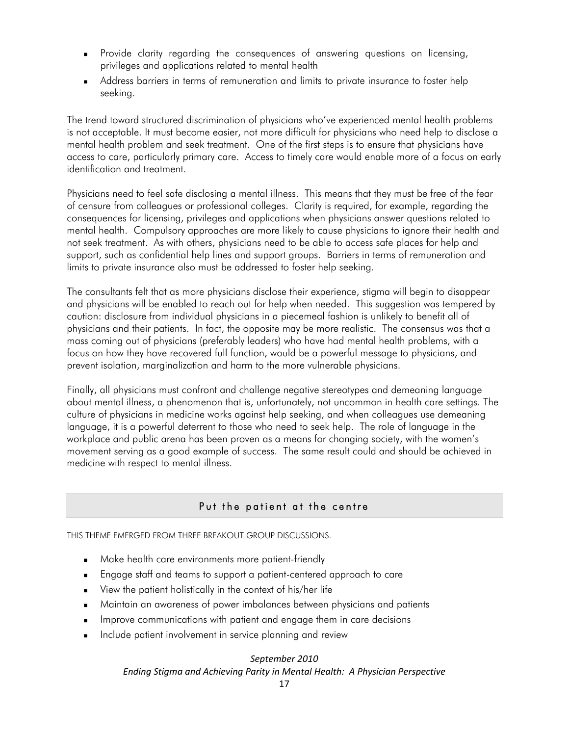- Provide clarity regarding the consequences of answering questions on licensing, privileges and applications related to mental health
- Address barriers in terms of remuneration and limits to private insurance to foster help seeking.

The trend toward structured discrimination of physicians who've experienced mental health problems is not acceptable. It must become easier, not more difficult for physicians who need help to disclose a mental health problem and seek treatment. One of the first steps is to ensure that physicians have access to care, particularly primary care. Access to timely care would enable more of a focus on early identification and treatment.

Physicians need to feel safe disclosing a mental illness. This means that they must be free of the fear of censure from colleagues or professional colleges. Clarity is required, for example, regarding the consequences for licensing, privileges and applications when physicians answer questions related to mental health. Compulsory approaches are more likely to cause physicians to ignore their health and not seek treatment. As with others, physicians need to be able to access safe places for help and support, such as confidential help lines and support groups. Barriers in terms of remuneration and limits to private insurance also must be addressed to foster help seeking.

The consultants felt that as more physicians disclose their experience, stigma will begin to disappear and physicians will be enabled to reach out for help when needed. This suggestion was tempered by caution: disclosure from individual physicians in a piecemeal fashion is unlikely to benefit all of physicians and their patients. In fact, the opposite may be more realistic. The consensus was that a mass coming out of physicians (preferably leaders) who have had mental health problems, with a focus on how they have recovered full function, would be a powerful message to physicians, and prevent isolation, marginalization and harm to the more vulnerable physicians.

Finally, all physicians must confront and challenge negative stereotypes and demeaning language about mental illness, a phenomenon that is, unfortunately, not uncommon in health care settings. The culture of physicians in medicine works against help seeking, and when colleagues use demeaning language, it is a powerful deterrent to those who need to seek help. The role of language in the workplace and public arena has been proven as a means for changing society, with the women's movement serving as a good example of success. The same result could and should be achieved in medicine with respect to mental illness.

## Put the patient at the centre

THIS THEME EMERGED FROM THREE BREAKOUT GROUP DISCUSSIONS.

- Make health care environments more patient-friendly
- Engage staff and teams to support a patient-centered approach to care
- View the patient holistically in the context of his/her life
- Maintain an awareness of power imbalances between physicians and patients
- Improve communications with patient and engage them in care decisions
- Include patient involvement in service planning and review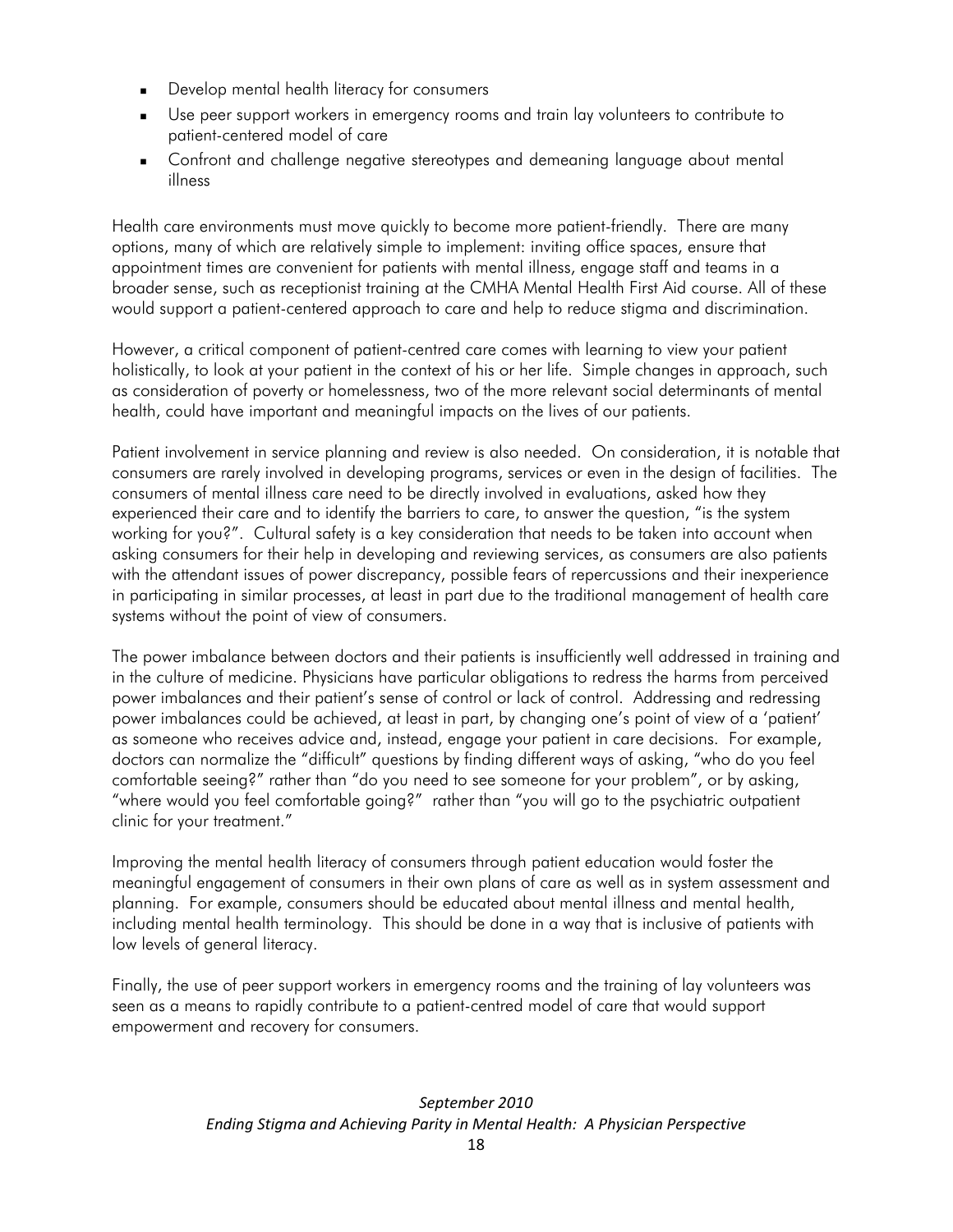- Develop mental health literacy for consumers
- Use peer support workers in emergency rooms and train lay volunteers to contribute to patient-centered model of care
- Confront and challenge negative stereotypes and demeaning language about mental illness

Health care environments must move quickly to become more patient-friendly. There are many options, many of which are relatively simple to implement: inviting office spaces, ensure that appointment times are convenient for patients with mental illness, engage staff and teams in a broader sense, such as receptionist training at the CMHA Mental Health First Aid course. All of these would support a patient-centered approach to care and help to reduce stigma and discrimination.

However, a critical component of patient-centred care comes with learning to view your patient holistically, to look at your patient in the context of his or her life. Simple changes in approach, such as consideration of poverty or homelessness, two of the more relevant social determinants of mental health, could have important and meaningful impacts on the lives of our patients.

Patient involvement in service planning and review is also needed. On consideration, it is notable that consumers are rarely involved in developing programs, services or even in the design of facilities. The consumers of mental illness care need to be directly involved in evaluations, asked how they experienced their care and to identify the barriers to care, to answer the question, "is the system working for you?". Cultural safety is a key consideration that needs to be taken into account when asking consumers for their help in developing and reviewing services, as consumers are also patients with the attendant issues of power discrepancy, possible fears of repercussions and their inexperience in participating in similar processes, at least in part due to the traditional management of health care systems without the point of view of consumers.

The power imbalance between doctors and their patients is insufficiently well addressed in training and in the culture of medicine. Physicians have particular obligations to redress the harms from perceived power imbalances and their patient's sense of control or lack of control. Addressing and redressing power imbalances could be achieved, at least in part, by changing one's point of view of a 'patient' as someone who receives advice and, instead, engage your patient in care decisions. For example, doctors can normalize the "difficult" questions by finding different ways of asking, "who do you feel comfortable seeing?" rather than "do you need to see someone for your problem", or by asking, "where would you feel comfortable going?" rather than "you will go to the psychiatric outpatient clinic for your treatment."

Improving the mental health literacy of consumers through patient education would foster the meaningful engagement of consumers in their own plans of care as well as in system assessment and planning. For example, consumers should be educated about mental illness and mental health, including mental health terminology. This should be done in a way that is inclusive of patients with low levels of general literacy.

Finally, the use of peer support workers in emergency rooms and the training of lay volunteers was seen as a means to rapidly contribute to a patient-centred model of care that would support empowerment and recovery for consumers.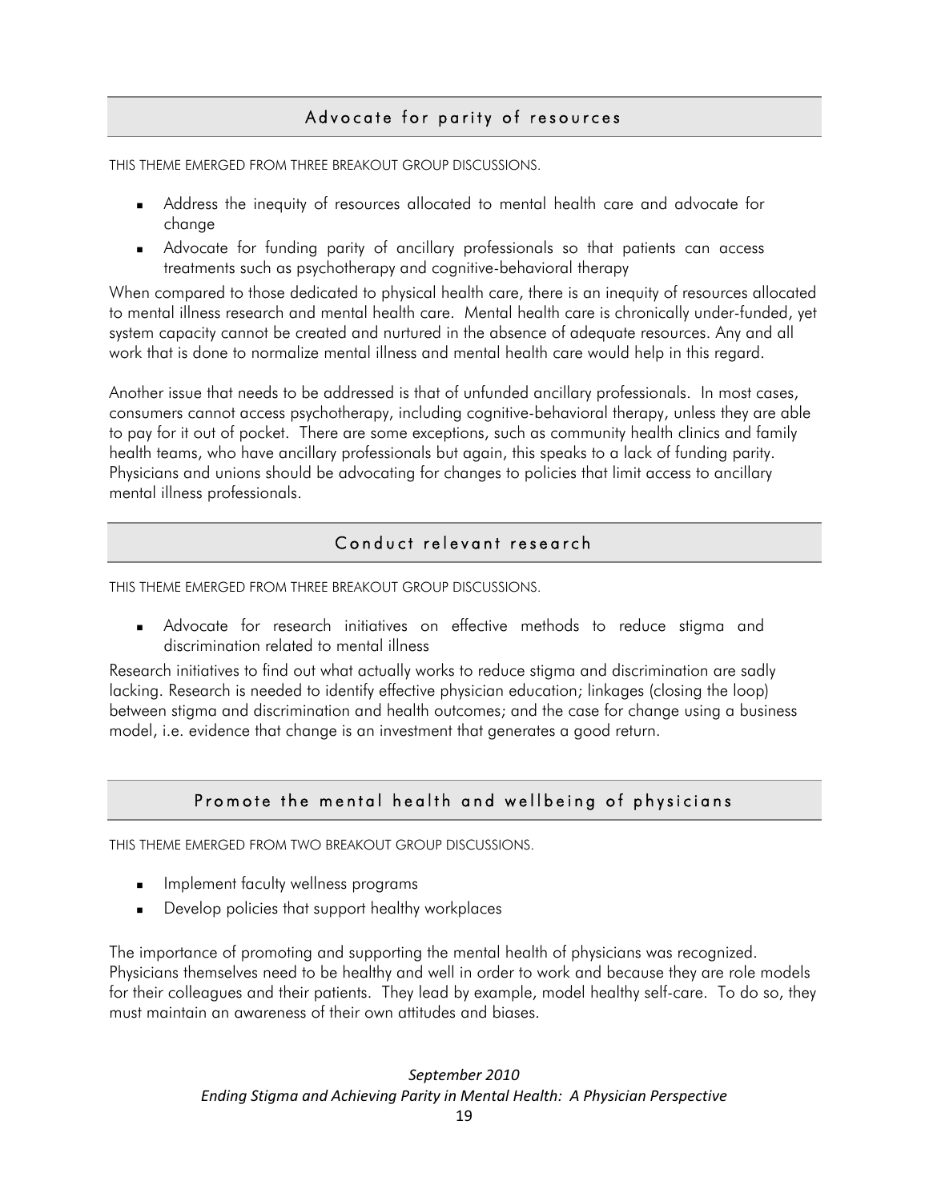## Advocate for parity of resources

THIS THEME EMERGED FROM THREE BREAKOUT GROUP DISCUSSIONS.

- Address the inequity of resources allocated to mental health care and advocate for change
- Advocate for funding parity of ancillary professionals so that patients can access treatments such as psychotherapy and cognitive-behavioral therapy

When compared to those dedicated to physical health care, there is an inequity of resources allocated to mental illness research and mental health care. Mental health care is chronically under-funded, yet system capacity cannot be created and nurtured in the absence of adequate resources. Any and all work that is done to normalize mental illness and mental health care would help in this regard.

Another issue that needs to be addressed is that of unfunded ancillary professionals. In most cases, consumers cannot access psychotherapy, including cognitive-behavioral therapy, unless they are able to pay for it out of pocket. There are some exceptions, such as community health clinics and family health teams, who have ancillary professionals but again, this speaks to a lack of funding parity. Physicians and unions should be advocating for changes to policies that limit access to ancillary mental illness professionals.

## Conduct relevant research

THIS THEME EMERGED FROM THREE BREAKOUT GROUP DISCUSSIONS.

- Advocate for research initiatives on effective methods to reduce stigma and discrimination related to mental illness

Research initiatives to find out what actually works to reduce stigma and discrimination are sadly lacking. Research is needed to identify effective physician education; linkages (closing the loop) between stigma and discrimination and health outcomes; and the case for change using a business model, i.e. evidence that change is an investment that generates a good return.

## Promote the mental health and wellbeing of physicians

THIS THEME EMERGED FROM TWO BREAKOUT GROUP DISCUSSIONS.

- Implement faculty wellness programs
- Develop policies that support healthy workplaces

The importance of promoting and supporting the mental health of physicians was recognized. Physicians themselves need to be healthy and well in order to work and because they are role models for their colleagues and their patients. They lead by example, model healthy self-care. To do so, they must maintain an awareness of their own attitudes and biases.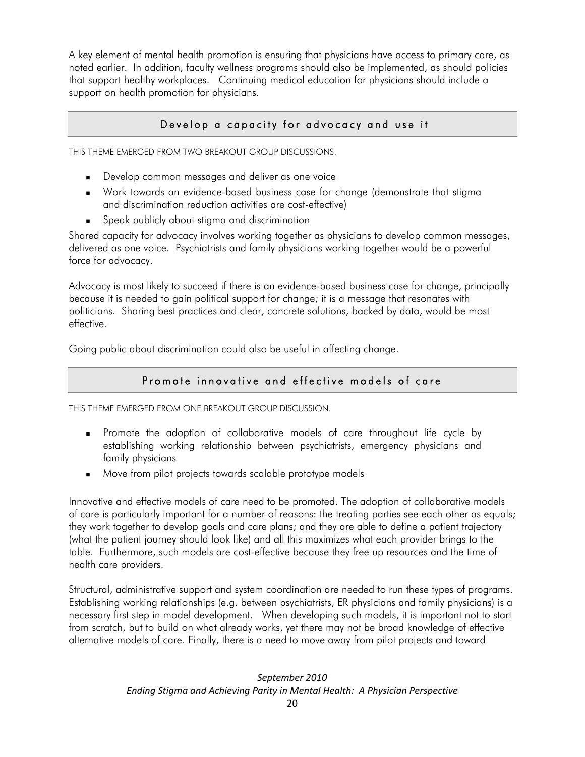A key element of mental health promotion is ensuring that physicians have access to primary care, as noted earlier. In addition, faculty wellness programs should also be implemented, as should policies that support healthy workplaces. Continuing medical education for physicians should include a support on health promotion for physicians.

## Develop a capacity for advocacy and use it

THIS THEME EMERGED FROM TWO BREAKOUT GROUP DISCUSSIONS.

- Develop common messages and deliver as one voice
- Work towards an evidence-based business case for change (demonstrate that stigma and discrimination reduction activities are cost-effective)
- Speak publicly about stigma and discrimination

Shared capacity for advocacy involves working together as physicians to develop common messages, delivered as one voice. Psychiatrists and family physicians working together would be a powerful force for advocacy.

Advocacy is most likely to succeed if there is an evidence-based business case for change, principally because it is needed to gain political support for change; it is a message that resonates with politicians. Sharing best practices and clear, concrete solutions, backed by data, would be most effective.

Going public about discrimination could also be useful in affecting change.

## Promote innovative and effective models of care

THIS THEME EMERGED FROM ONE BREAKOUT GROUP DISCUSSION.

- Promote the adoption of collaborative models of care throughout life cycle by establishing working relationship between psychiatrists, emergency physicians and family physicians
- Move from pilot projects towards scalable prototype models

Innovative and effective models of care need to be promoted. The adoption of collaborative models of care is particularly important for a number of reasons: the treating parties see each other as equals; they work together to develop goals and care plans; and they are able to define a patient trajectory (what the patient journey should look like) and all this maximizes what each provider brings to the table. Furthermore, such models are cost-effective because they free up resources and the time of health care providers.

Structural, administrative support and system coordination are needed to run these types of programs. Establishing working relationships (e.g. between psychiatrists, ER physicians and family physicians) is a necessary first step in model development. When developing such models, it is important not to start from scratch, but to build on what already works, yet there may not be broad knowledge of effective alternative models of care. Finally, there is a need to move away from pilot projects and toward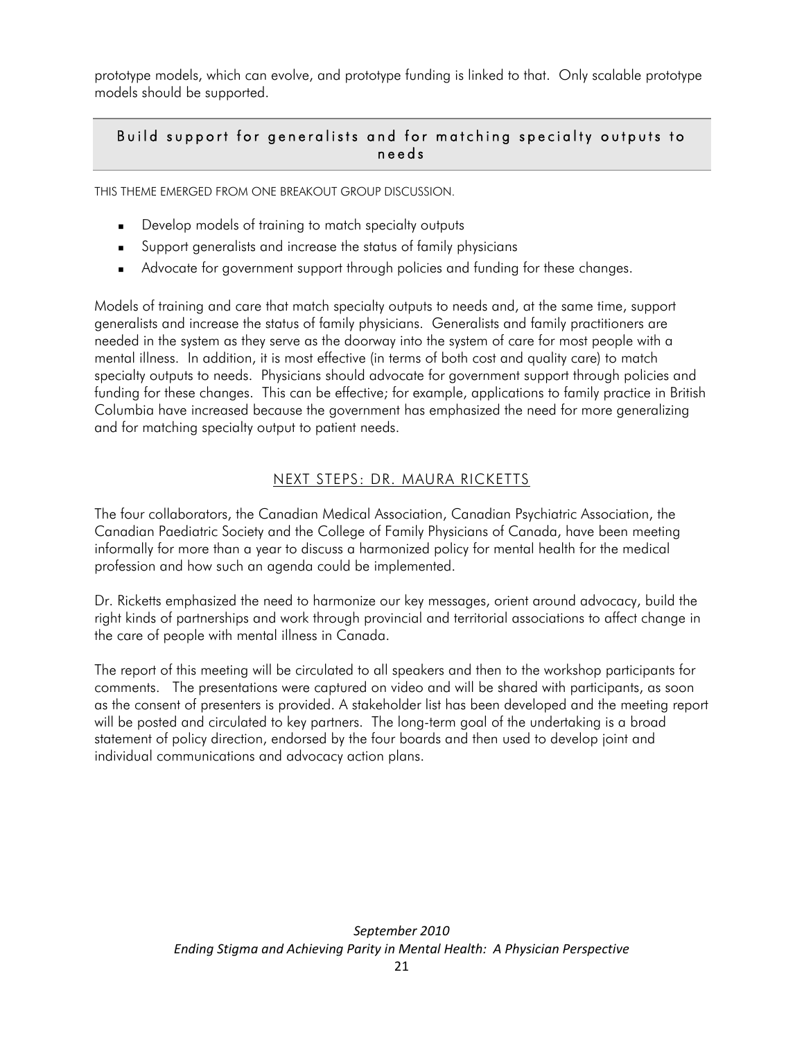prototype models, which can evolve, and prototype funding is linked to that. Only scalable prototype models should be supported.

## Build support for generalists and for matching specialty outputs to needs

THIS THEME EMERGED FROM ONE BREAKOUT GROUP DISCUSSION.

- Develop models of training to match specialty outputs
- Support generalists and increase the status of family physicians
- Advocate for government support through policies and funding for these changes.

Models of training and care that match specialty outputs to needs and, at the same time, support generalists and increase the status of family physicians. Generalists and family practitioners are needed in the system as they serve as the doorway into the system of care for most people with a mental illness. In addition, it is most effective (in terms of both cost and quality care) to match specialty outputs to needs. Physicians should advocate for government support through policies and funding for these changes. This can be effective; for example, applications to family practice in British Columbia have increased because the government has emphasized the need for more generalizing and for matching specialty output to patient needs.

## NEXT STEPS: DR. MAURA RICKETTS

The four collaborators, the Canadian Medical Association, Canadian Psychiatric Association, the Canadian Paediatric Society and the College of Family Physicians of Canada, have been meeting informally for more than a year to discuss a harmonized policy for mental health for the medical profession and how such an agenda could be implemented.

Dr. Ricketts emphasized the need to harmonize our key messages, orient around advocacy, build the right kinds of partnerships and work through provincial and territorial associations to affect change in the care of people with mental illness in Canada.

The report of this meeting will be circulated to all speakers and then to the workshop participants for comments. The presentations were captured on video and will be shared with participants, as soon as the consent of presenters is provided. A stakeholder list has been developed and the meeting report will be posted and circulated to key partners. The long-term goal of the undertaking is a broad statement of policy direction, endorsed by the four boards and then used to develop joint and individual communications and advocacy action plans.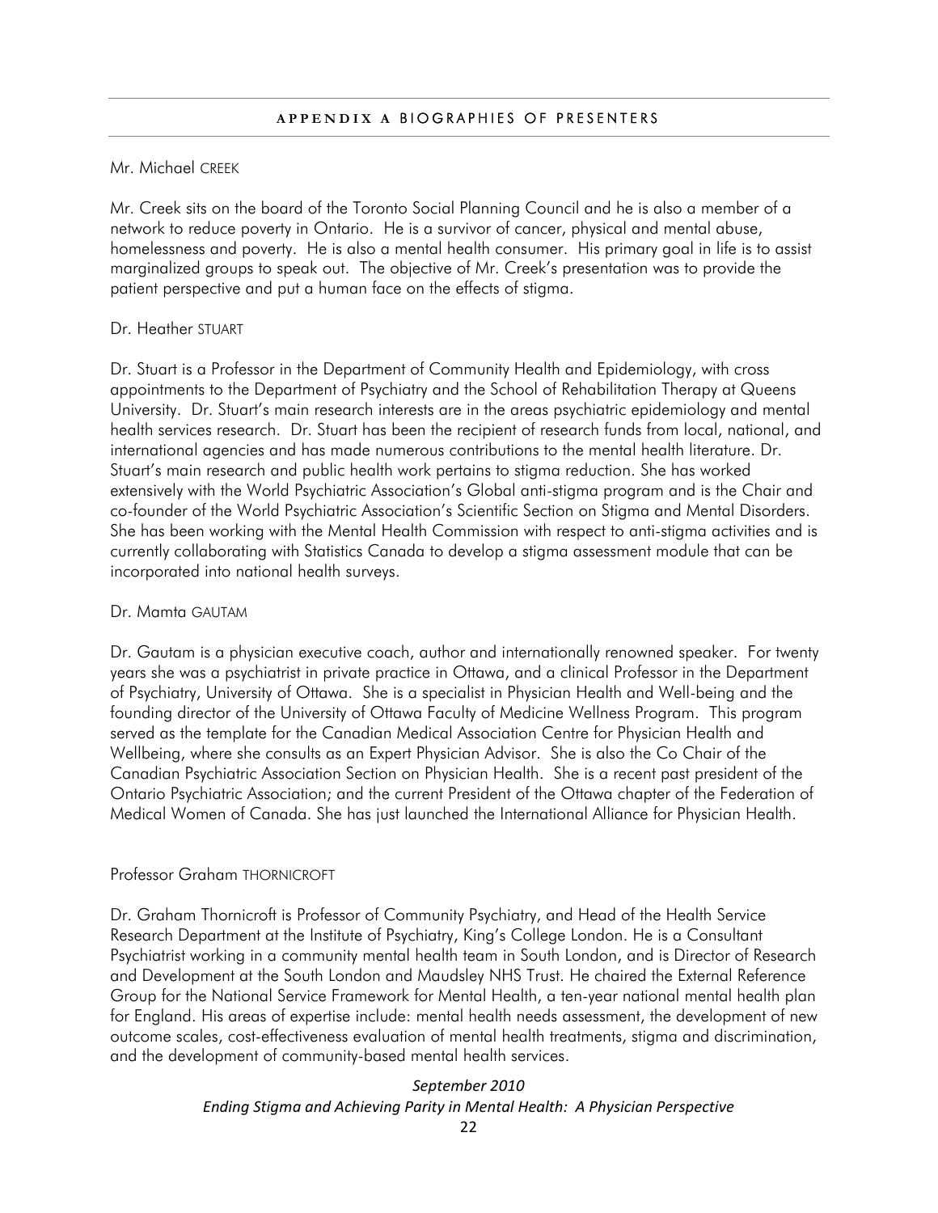## APPENDIX A BIOGRAPHIES OF PRESENTERS

Mr. Michael CREEK

Mr. Creek sits on the board of the Toronto Social Planning Council and he is also a member of a network to reduce poverty in Ontario. He is a survivor of cancer, physical and mental abuse, homelessness and poverty. He is also a mental health consumer. His primary goal in life is to assist marginalized groups to speak out. The objective of Mr. Creek's presentation was to provide the patient perspective and put a human face on the effects of stigma.

Dr. Heather STUART

Dr. Stuart is a Professor in the Department of Community Health and Epidemiology, with cross appointments to the Department of Psychiatry and the School of Rehabilitation Therapy at Queens University. Dr. Stuart's main research interests are in the areas psychiatric epidemiology and mental health services research. Dr. Stuart has been the recipient of research funds from local, national, and international agencies and has made numerous contributions to the mental health literature. Dr. Stuart's main research and public health work pertains to stigma reduction. She has worked extensively with the World Psychiatric Association's Global anti-stigma program and is the Chair and co-founder of the World Psychiatric Association's Scientific Section on Stigma and Mental Disorders. She has been working with the Mental Health Commission with respect to anti-stigma activities and is currently collaborating with Statistics Canada to develop a stigma assessment module that can be incorporated into national health surveys.

Dr. Mamta GAUTAM

Dr. Gautam is a physician executive coach, author and internationally renowned speaker. For twenty years she was a psychiatrist in private practice in Ottawa, and a clinical Professor in the Department of Psychiatry, University of Ottawa. She is a specialist in Physician Health and Well-being and the founding director of the University of Ottawa Faculty of Medicine Wellness Program. This program served as the template for the Canadian Medical Association Centre for Physician Health and Wellbeing, where she consults as an Expert Physician Advisor. She is also the Co Chair of the Canadian Psychiatric Association Section on Physician Health. She is a recent past president of the Ontario Psychiatric Association; and the current President of the Ottawa chapter of the Federation of Medical Women of Canada. She has just launched the International Alliance for Physician Health.

Professor Graham THORNICROFT

Dr. Graham Thornicroft is Professor of Community Psychiatry, and Head of the Health Service Research Department at the Institute of Psychiatry, King's College London. He is a Consultant Psychiatrist working in a community mental health team in South London, and is Director of Research and Development at the South London and Maudsley NHS Trust. He chaired the External Reference Group for the National Service Framework for Mental Health, a ten-year national mental health plan for England. His areas of expertise include: mental health needs assessment, the development of new outcome scales, cost-effectiveness evaluation of mental health treatments, stigma and discrimination, and the development of community-based mental health services.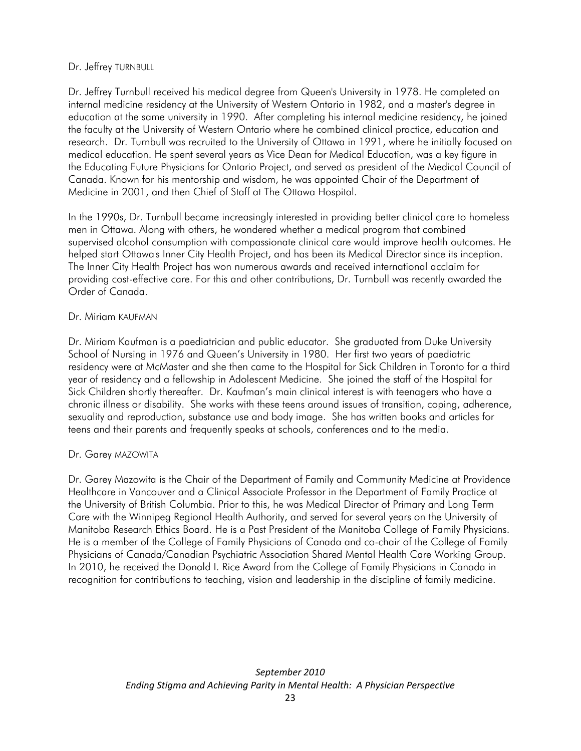Dr. Jeffrey TURNBULL

Dr. Jeffrey Turnbull received his medical degree from Queen's University in 1978. He completed an internal medicine residency at the University of Western Ontario in 1982, and a master's degree in education at the same university in 1990. After completing his internal medicine residency, he joined the faculty at the University of Western Ontario where he combined clinical practice, education and research. Dr. Turnbull was recruited to the University of Ottawa in 1991, where he initially focused on medical education. He spent several years as Vice Dean for Medical Education, was a key figure in the Educating Future Physicians for Ontario Project, and served as president of the Medical Council of Canada. Known for his mentorship and wisdom, he was appointed Chair of the Department of Medicine in 2001, and then Chief of Staff at The Ottawa Hospital.

In the 1990s, Dr. Turnbull became increasingly interested in providing better clinical care to homeless men in Ottawa. Along with others, he wondered whether a medical program that combined supervised alcohol consumption with compassionate clinical care would improve health outcomes. He helped start Ottawa's Inner City Health Project, and has been its Medical Director since its inception. The Inner City Health Project has won numerous awards and received international acclaim for providing cost-effective care. For this and other contributions, Dr. Turnbull was recently awarded the Order of Canada.

Dr. Miriam KAUFMAN

Dr. Miriam Kaufman is a paediatrician and public educator. She graduated from Duke University School of Nursing in 1976 and Queen's University in 1980. Her first two years of paediatric residency were at McMaster and she then came to the Hospital for Sick Children in Toronto for a third year of residency and a fellowship in Adolescent Medicine. She joined the staff of the Hospital for Sick Children shortly thereafter. Dr. Kaufman's main clinical interest is with teenagers who have a chronic illness or disability. She works with these teens around issues of transition, coping, adherence, sexuality and reproduction, substance use and body image. She has written books and articles for teens and their parents and frequently speaks at schools, conferences and to the media.

Dr. Garey MAZOWITA

Dr. Garey Mazowita is the Chair of the Department of Family and Community Medicine at Providence Healthcare in Vancouver and a Clinical Associate Professor in the Department of Family Practice at the University of British Columbia. Prior to this, he was Medical Director of Primary and Long Term Care with the Winnipeg Regional Health Authority, and served for several years on the University of Manitoba Research Ethics Board. He is a Past President of the Manitoba College of Family Physicians. He is a member of the College of Family Physicians of Canada and co-chair of the College of Family Physicians of Canada/Canadian Psychiatric Association Shared Mental Health Care Working Group. In 2010, he received the Donald I. Rice Award from the College of Family Physicians in Canada in recognition for contributions to teaching, vision and leadership in the discipline of family medicine.